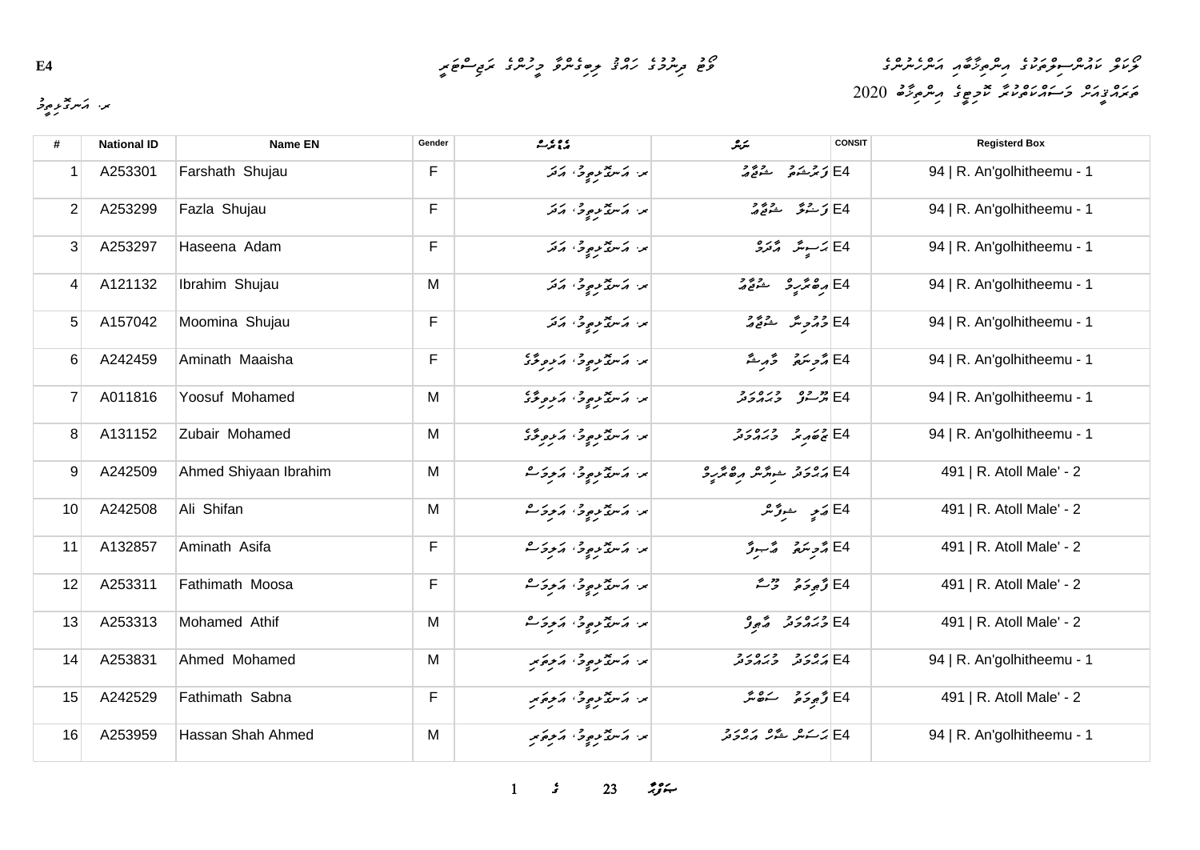ޕާލަމެންޓް އިންތިޚާބު 2020 ވޯޓު ދިނުމުގެ ހައްގު ލިބިގެންވާ މީހުންގެ ނަމާއި ރަޖިސްޓްރީ ކުރެވުނު ބޮކްސް E4

ރ. އަނގޮޅިތީމު

| # | National ID | Name EN | Gender | ގެ ނަން | ނަން | CONSIT | Registerd Box |
|---|---|---|---|---|---|---|---|
| 1 | A253301 | Farshath Shujau | F | ރ. އަނގޮޅިތީމު، އަރަ | ފަރްޝަތު ޝުޖާޢު | E4 | 94 \| R. An'golhitheemu - 1 |
| 2 | A253299 | Fazla Shujau | F | ރ. އަނގޮޅިތީމު، އަރަ | ފަޟްލާ ޝުޖާޢު | E4 | 94 \| R. An'golhitheemu - 1 |
| 3 | A253297 | Haseena Adam | F | ރ. އަނގޮޅިތީމު، އަރަ | ހަސީނާ އާދަމް | E4 | 94 \| R. An'golhitheemu - 1 |
| 4 | A121132 | Ibrahim Shujau | M | ރ. އަނގޮޅިތީމު، އަރަ | އިބްރާހީމް ޝުޖާޢު | E4 | 94 \| R. An'golhitheemu - 1 |
| 5 | A157042 | Moomina Shujau | F | ރ. އަނގޮޅިތީމު، އަރަ | މޫމިނާ ޝުޖާޢު | E4 | 94 \| R. An'golhitheemu - 1 |
| 6 | A242459 | Aminath Maaisha | F | ރ. އަނގޮޅިތީމު، އަލިވިލާގެ | އާމިނަތު މާއިޝާ | E4 | 94 \| R. An'golhitheemu - 1 |
| 7 | A011816 | Yoosuf Mohamed | M | ރ. އަނގޮޅިތީމު، އަލިވިލާގެ | ޔޫސުފް މުހައްމަދު | E4 | 94 \| R. An'golhitheemu - 1 |
| 8 | A131152 | Zubair Mohamed | M | ރ. އަނގޮޅިތީމު، އަލިވިލާގެ | ޒުބައިރު މުހައްމަދު | E4 | 94 \| R. An'golhitheemu - 1 |
| 9 | A242509 | Ahmed Shiyaan Ibrahim | M | ރ. އަނގޮޅިތީމު، އަލިމަސް | އަހްމަދު ޝިޔާން އިބްރާހީމް | E4 | 491 \| R. Atoll Male' - 2 |
| 10 | A242508 | Ali Shifan | M | ރ. އަނގޮޅިތީމު، އަލިމަސް | އަލި ޝިފާން | E4 | 491 \| R. Atoll Male' - 2 |
| 11 | A132857 | Aminath Asifa | F | ރ. އަނގޮޅިތީމު، އަލިމަސް | އާމިނަތު އާސިފާ | E4 | 491 \| R. Atoll Male' - 2 |
| 12 | A253311 | Fathimath Moosa | F | ރ. އަނގޮޅިތީމު، އަލިމަސް | ފާތިމަތު މޫސާ | E4 | 491 \| R. Atoll Male' - 2 |
| 13 | A253313 | Mohamed Athif | M | ރ. އަނގޮޅިތީމު، އަލިމަސް | މުހައްމަދު އާތިފް | E4 | 491 \| R. Atoll Male' - 2 |
| 14 | A253831 | Ahmed Mohamed | M | ރ. އަނގޮޅިތީމު، އަލިވަރި | އަހްމަދު މުހައްމަދު | E4 | 94 \| R. An'golhitheemu - 1 |
| 15 | A242529 | Fathimath Sabna | F | ރ. އަނގޮޅިތީމު، އަލިވަރި | ފާތިމަތު ސަބްނާ | E4 | 491 \| R. Atoll Male' - 2 |
| 16 | A253959 | Hassan Shah Ahmed | M | ރ. އަނގޮޅިތީމު، އަލިވަރި | ހަސަން ޝާހް އަހްމަދު | E4 | 94 \| R. An'golhitheemu - 1 |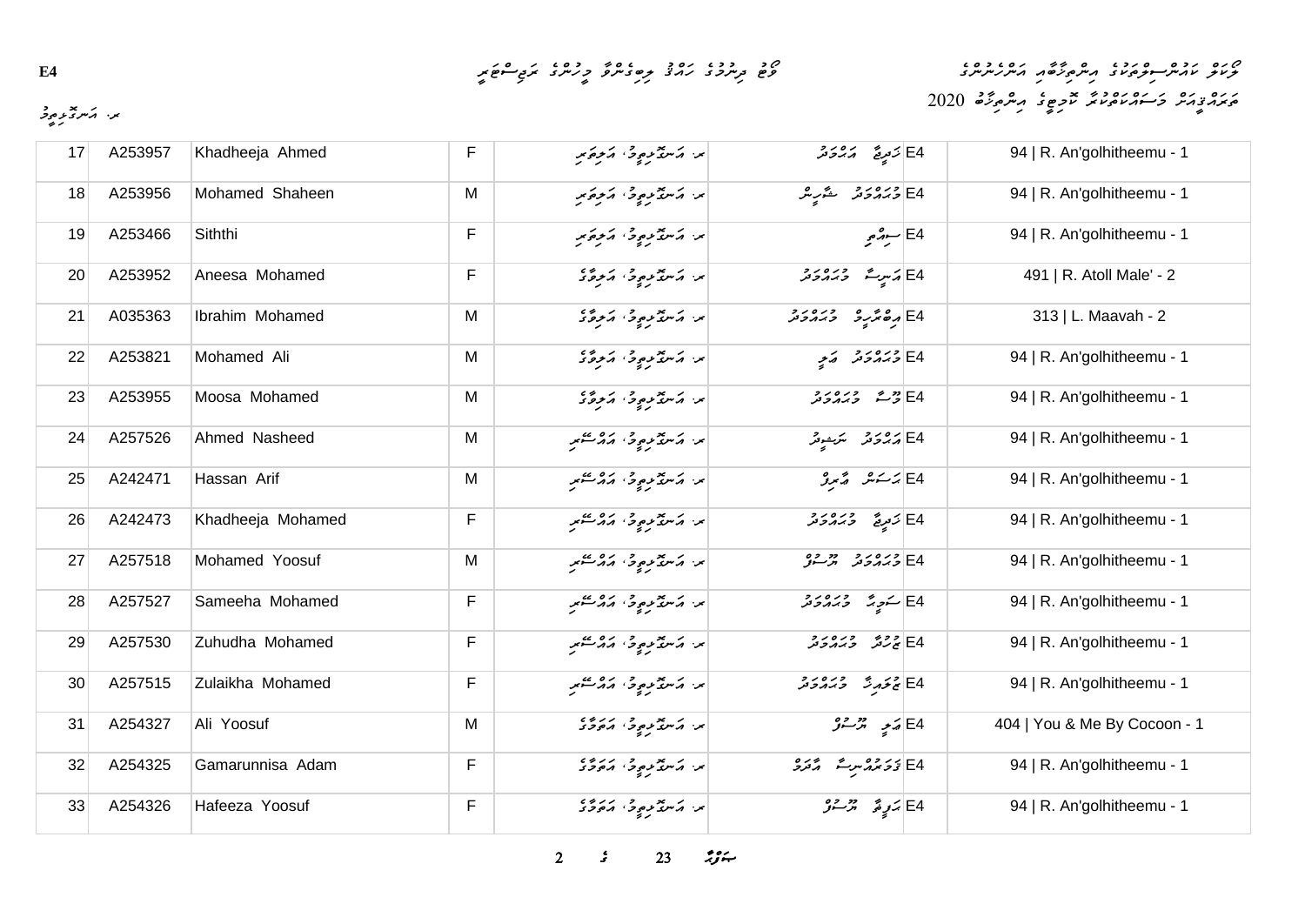| 17 | A253957 | Khadheeja Ahmed | F | ރ. އަނގޮޅިތީމު، އަލިވާރި | ޚަދީޖާ އަޙްމަދު E4 | 94 \| R. An'golhitheemu - 1 |
|---|---|---|---|---|---|---|
| 18 | A253956 | Mohamed Shaheen | M | ރ. އަނގޮޅިތީމު، އަލިވާރި | މުޙައްމަދު ޝާހީން E4 | 94 \| R. An'golhitheemu - 1 |
| 19 | A253466 | Siththi | F | ރ. އަނގޮޅިތީމު، އަލިވާރި | ސިއްތި E4 | 94 \| R. An'golhitheemu - 1 |
| 20 | A253952 | Aneesa Mohamed | F | ރ. އަނގޮޅިތީމު، އަލިވާގެ | އަނީސާ މުޙައްމަދު E4 | 491 \| R. Atoll Male' - 2 |
| 21 | A035363 | Ibrahim Mohamed | M | ރ. އަނގޮޅިތީމު، އަލިވާގެ | އިބްރާހީމް މުޙައްމަދު E4 | 313 \| L. Maavah - 2 |
| 22 | A253821 | Mohamed Ali | M | ރ. އަނގޮޅިތީމު، އަލިވާގެ | މުޙައްމަދު އަލި E4 | 94 \| R. An'golhitheemu - 1 |
| 23 | A253955 | Moosa Mohamed | M | ރ. އަނގޮޅިތީމު، އަލިވާގެ | މޫސާ މުޙައްމަދު E4 | 94 \| R. An'golhitheemu - 1 |
| 24 | A257526 | Ahmed Nasheed | M | ރ. އަނގޮޅިތީމު، އައުސަރި | އަޙްމަދު ނަޝީދު E4 | 94 \| R. An'golhitheemu - 1 |
| 25 | A242471 | Hassan Arif | M | ރ. އަނގޮޅިތީމު، އައުސަރި | ހަސަން އާރިފު E4 | 94 \| R. An'golhitheemu - 1 |
| 26 | A242473 | Khadheeja Mohamed | F | ރ. އަނގޮޅިތީމު، އައުސަރި | ޚަދީޖާ މުޙައްމަދު E4 | 94 \| R. An'golhitheemu - 1 |
| 27 | A257518 | Mohamed Yoosuf | M | ރ. އަނގޮޅިތީމު، އައުސަރި | މުޙައްމަދު ޔޫސުފް E4 | 94 \| R. An'golhitheemu - 1 |
| 28 | A257527 | Sameeha Mohamed | F | ރ. އަނގޮޅިތީމު، އައުސަރި | ސަމީހާ މުޙައްމަދު E4 | 94 \| R. An'golhitheemu - 1 |
| 29 | A257530 | Zuhudha Mohamed | F | ރ. އަނގޮޅިތީމު، އައުސަރި | ޒުހުދާ މުޙައްމަދު E4 | 94 \| R. An'golhitheemu - 1 |
| 30 | A257515 | Zulaikha Mohamed | F | ރ. އަނގޮޅިތީމު، އައުސަރި | ޒުލައިޚާ މުޙައްމަދު E4 | 94 \| R. An'golhitheemu - 1 |
| 31 | A254327 | Ali Yoosuf | M | ރ. އަނގޮޅިތީމު، އަބަވާގެ | އަލި ޔޫސުފް E4 | 404 \| You & Me By Cocoon - 1 |
| 32 | A254325 | Gamarunnisa Adam | F | ރ. އަނގޮޅިތީމު، އަބަވާގެ | ގަމަރުއްނިސާ އާދަމް E4 | 94 \| R. An'golhitheemu - 1 |
| 33 | A254326 | Hafeeza Yoosuf | F | ރ. އަނގޮޅިތީމު، އަބަވާގެ | ހަފީޒާ ޔޫސުފް E4 | 94 \| R. An'golhitheemu - 1 |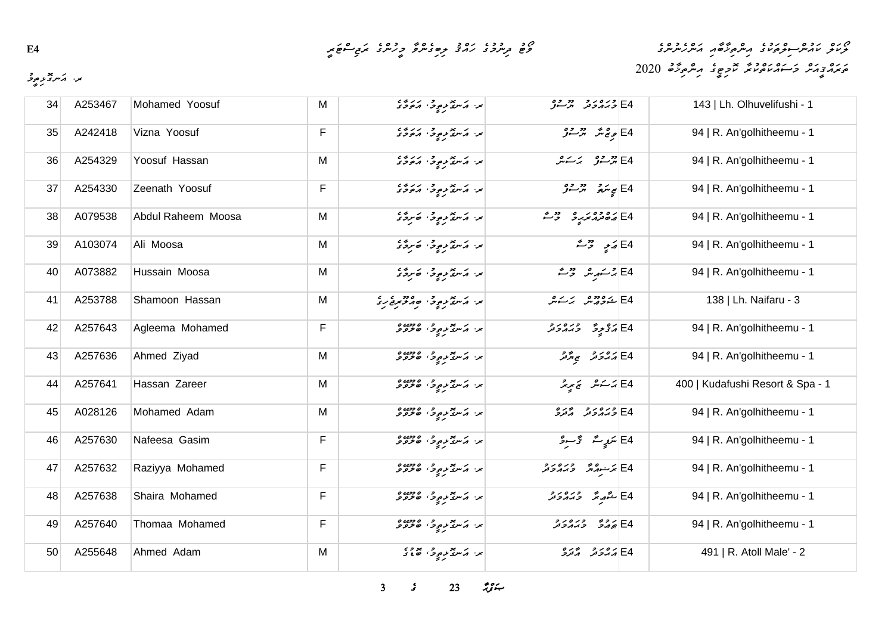| 34 | A253467 | Mohamed Yoosuf | M | ރ. އަނގޮޅިތީމު، އަލަވާގެ | E4 މުޙައްމަދު ޔޫސުފު | 143 \| Lh. Olhuvelifushi - 1 |
|---|---|---|---|---|---|---|
| 35 | A242418 | Vizna Yoosuf | F | ރ. އަނގޮޅިތީމު، އަލަވާގެ | E4 ވިޒްނާ ޔޫސުފު | 94 \| R. An'golhitheemu - 1 |
| 36 | A254329 | Yoosuf Hassan | M | ރ. އަނގޮޅިތީމު، އަލަވާގެ | E4 ޔޫސުފު ހަސަން | 94 \| R. An'golhitheemu - 1 |
| 37 | A254330 | Zeenath Yoosuf | F | ރ. އަނގޮޅިތީމު، އަލަވާގެ | E4 ޒީނަތު ޔޫސުފު | 94 \| R. An'golhitheemu - 1 |
| 38 | A079538 | Abdul Raheem Moosa | M | ރ. އަނގޮޅިތީމު، ބަރިމާގެ | E4 އަބްދުއްރަޙީމް މޫސާ | 94 \| R. An'golhitheemu - 1 |
| 39 | A103074 | Ali Moosa | M | ރ. އަނގޮޅިތީމު، ބަރިމާގެ | E4 އަލި މޫސާ | 94 \| R. An'golhitheemu - 1 |
| 40 | A073882 | Hussain Moosa | M | ރ. އަނގޮޅިތީމު، ބަރިމާގެ | E4 ހުސައިން މޫސާ | 94 \| R. An'golhitheemu - 1 |
| 41 | A253788 | Shamoon Hassan | M | ރ. އަނގޮޅިތީމު، ބިއްލޫރިގެ | E4 ޝަމޫން ހަސަން | 138 \| Lh. Naifaru - 3 |
| 42 | A257643 | Agleema Mohamed | F | ރ. އަނގޮޅިތީމު، ބޯކޮޅު | E4 އަގްލީމާ މުޙައްމަދު | 94 \| R. An'golhitheemu - 1 |
| 43 | A257636 | Ahmed Ziyad | M | ރ. އަނގޮޅިތީމު، ބޯކޮޅު | E4 އަޙްމަދު ޒިޔާދު | 94 \| R. An'golhitheemu - 1 |
| 44 | A257641 | Hassan Zareer | M | ރ. އަނގޮޅިތީމު، ބޯކޮޅު | E4 ހަސަން ޒަރީރު | 400 \| Kudafushi Resort & Spa - 1 |
| 45 | A028126 | Mohamed Adam | M | ރ. އަނގޮޅިތީމު، ބޯކޮޅު | E4 މުޙައްމަދު އާދަމް | 94 \| R. An'golhitheemu - 1 |
| 46 | A257630 | Nafeesa Gasim | F | ރ. އަނގޮޅިތީމު، ބޯކޮޅު | E4 ނަފީސާ ޤާސިމް | 94 \| R. An'golhitheemu - 1 |
| 47 | A257632 | Raziyya Mohamed | F | ރ. އަނގޮޅިތީމު، ބޯކޮޅު | E4 ރާޟިޔާ މުޙައްމަދު | 94 \| R. An'golhitheemu - 1 |
| 48 | A257638 | Shaira Mohamed | F | ރ. އަނގޮޅިތީމު، ބޯކޮޅު | E4 ޝާއިރާ މުޙައްމަދު | 94 \| R. An'golhitheemu - 1 |
| 49 | A257640 | Thomaa Mohamed | F | ރ. އަނގޮޅިތީމު، ބޯކޮޅު | E4 ތޮމާ މުޙައްމަދު | 94 \| R. An'golhitheemu - 1 |
| 50 | A255648 | Ahmed Adam | M | ރ. އަނގޮޅިތީމު، ބޫގެ | E4 އަޙްމަދު އާދަމް | 491 \| R. Atoll Male' - 2 |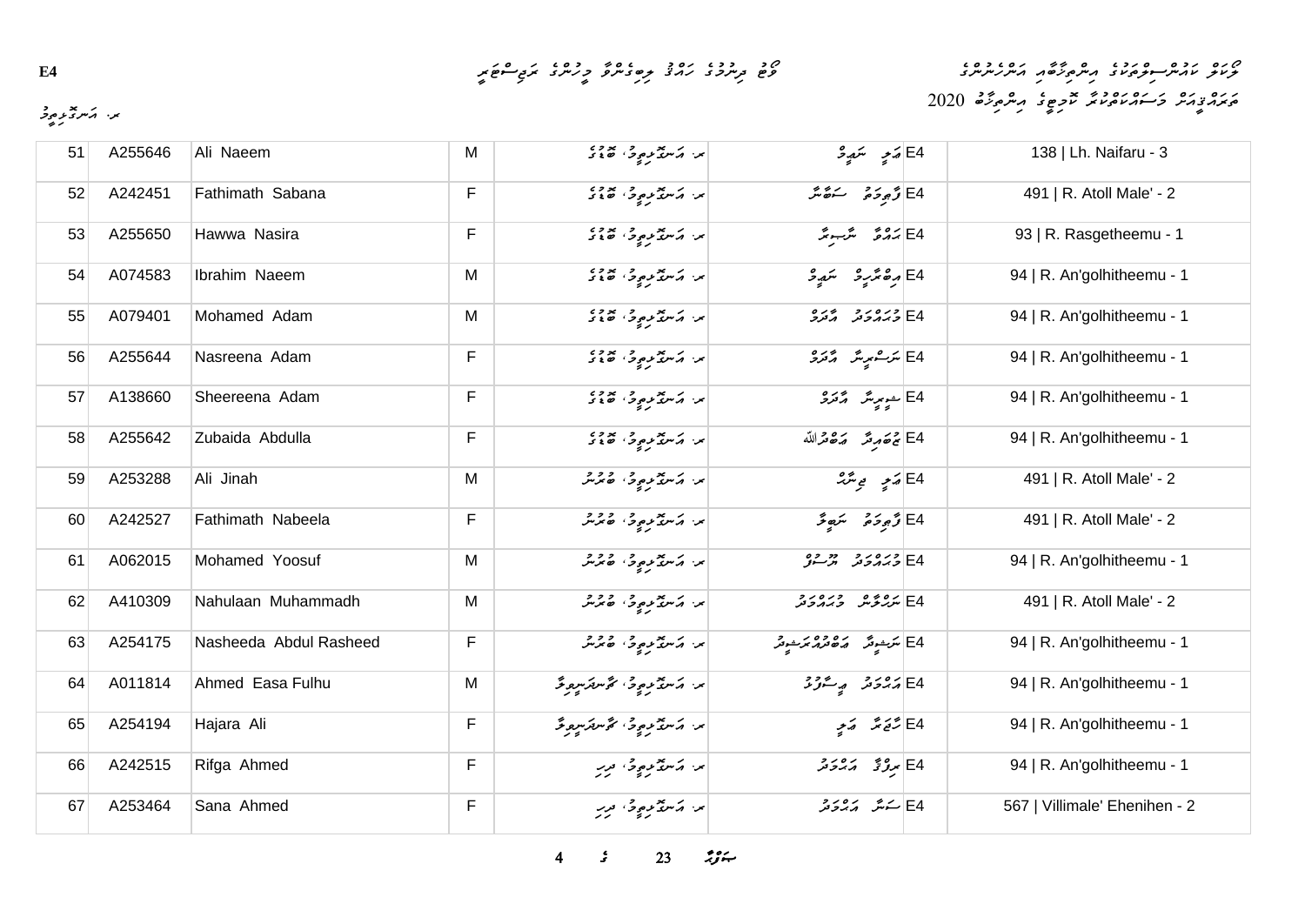| 51 | A255646 | Ali Naeem | M | ރ. އަނގޮޅިތީމު، ބޮޑުގެ | އަލި ނަޢީމް | E4 | 138 \| Lh. Naifaru - 3 |
|---|---|---|---|---|---|---|---|
| 52 | A242451 | Fathimath Sabana | F | ރ. އަނގޮޅިތީމު، ބޮޑުގެ | ފާތިމަތު ސަބާނާ | E4 | 491 \| R. Atoll Male' - 2 |
| 53 | A255650 | Hawwa Nasira | F | ރ. އަނގޮޅިތީމު، ބޮޑުގެ | ހައްވާ ނާސިރާ | E4 | 93 \| R. Rasgetheemu - 1 |
| 54 | A074583 | Ibrahim Naeem | M | ރ. އަނގޮޅިތީމު، ބޮޑުގެ | އިބްރާހީމް ނަޢީމް | E4 | 94 \| R. An'golhitheemu - 1 |
| 55 | A079401 | Mohamed Adam | M | ރ. އަނގޮޅިތީމު، ބޮޑުގެ | މުހައްމަދު އާދަމް | E4 | 94 \| R. An'golhitheemu - 1 |
| 56 | A255644 | Nasreena Adam | F | ރ. އަނގޮޅިތީމު، ބޮޑުގެ | ނަސްރީނާ އާދަމް | E4 | 94 \| R. An'golhitheemu - 1 |
| 57 | A138660 | Sheereena Adam | F | ރ. އަނގޮޅިތީމު، ބޮޑުގެ | ޝީރީނާ އާދަމް | E4 | 94 \| R. An'golhitheemu - 1 |
| 58 | A255642 | Zubaida Abdulla | F | ރ. އަނގޮޅިތީމު، ބޮޑުގެ | ޒުބައިދާ އަބްދުﷲ | E4 | 94 \| R. An'golhitheemu - 1 |
| 59 | A253288 | Ali Jinah | M | ރ. އަނގޮޅިތީމު، ބަރުން | އަލި ޖިނާހް | E4 | 491 \| R. Atoll Male' - 2 |
| 60 | A242527 | Fathimath Nabeela | F | ރ. އަނގޮޅިތީމު، ބަރުން | ފާތިމަތު ނަބީލާ | E4 | 491 \| R. Atoll Male' - 2 |
| 61 | A062015 | Mohamed Yoosuf | M | ރ. އަނގޮޅިތީމު، ބަރުން | މުހައްމަދު ޔޫސުފް | E4 | 94 \| R. An'golhitheemu - 1 |
| 62 | A410309 | Nahulaan Muhammadh | M | ރ. އަނގޮޅިތީމު، ބަރުން | ނަހުލާން މުހައްމަދު | E4 | 491 \| R. Atoll Male' - 2 |
| 63 | A254175 | Nasheeda Abdul Rasheed | F | ރ. އަނގޮޅިތީމު، ބަރުން | ނަޝީދާ އަބްދުލްރަޝީދު | E4 | 94 \| R. An'golhitheemu - 1 |
| 64 | A011814 | Ahmed Easa Fulhu | M | ރ. އަނގޮޅިތީމު، ވާދަށިހިޔާ | އަހުމަދު ޢީސާފުޅު | E4 | 94 \| R. An'golhitheemu - 1 |
| 65 | A254194 | Hajara Ali | F | ރ. އަނގޮޅިތީމު، ވާދަށިހިޔާ | ހާޖަރާ އަލި | E4 | 94 \| R. An'golhitheemu - 1 |
| 66 | A242515 | Rifga Ahmed | F | ރ. އަނގޮޅިތީމު، ދަރި | ރިފްގާ އަހުމަދު | E4 | 94 \| R. An'golhitheemu - 1 |
| 67 | A253464 | Sana Ahmed | F | ރ. އަނގޮޅިތީމު، ދަރި | ސަނާ އަހުމަދު | E4 | 567 \| Villimale' Ehenihen - 2 |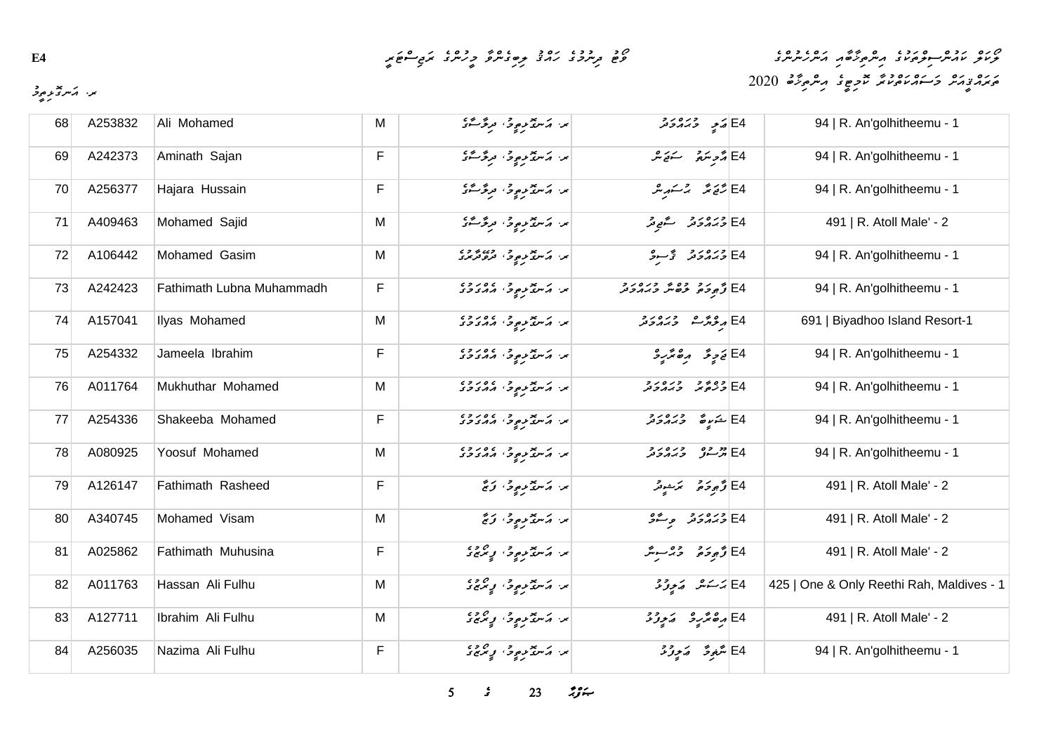| 68 | A253832 | Ali Mohamed | M | ރ. އަނގޮޅިތީމު، ދިލާސާގެ | E4 އަލި މުޙައްމަދު | 94 \| R. An'golhitheemu - 1 |
|---|---|---|---|---|---|---|
| 69 | A242373 | Aminath Sajan | F | ރ. އަނގޮޅިތީމު، ދިލާސާގެ | E4 އާމިނަތު ސަޖަން | 94 \| R. An'golhitheemu - 1 |
| 70 | A256377 | Hajara Hussain | F | ރ. އަނގޮޅިތީމު، ދިލާސާގެ | E4 ހާޖަރާ ހުސައިން | 94 \| R. An'golhitheemu - 1 |
| 71 | A409463 | Mohamed Sajid | M | ރ. އަނގޮޅިތީމު، ދިލާސާގެ | E4 މުޙައްމަދު ސާޖިދު | 491 \| R. Atoll Male' - 2 |
| 72 | A106442 | Mohamed Gasim | M | ރ. އަނގޮޅިތީމު، ދޫވޭރުގެ | E4 މުޙައްމަދު ޤާސިމް | 94 \| R. An'golhitheemu - 1 |
| 73 | A242423 | Fathimath Lubna Muhammadh | F | ރ. އަނގޮޅިތީމު، އެއްމަލާގެ | E4 ފާތިމަތު ލުބްނާ މުޙައްމަދު | 94 \| R. An'golhitheemu - 1 |
| 74 | A157041 | Ilyas Mohamed | M | ރ. އަނގޮޅިތީމު، އެއްމަލާގެ | E4 އިލްޔާސް މުޙައްމަދު | 691 \| Biyadhoo Island Resort-1 |
| 75 | A254332 | Jameela Ibrahim | F | ރ. އަނގޮޅިތީމު، އެއްމަލާގެ | E4 ޖަމީލާ އިބްރާހިމް | 94 \| R. An'golhitheemu - 1 |
| 76 | A011764 | Mukhuthar Mohamed | M | ރ. އަނގޮޅިތީމު، އެއްމަލާގެ | E4 މުޚްތާރު މުޙައްމަދު | 94 \| R. An'golhitheemu - 1 |
| 77 | A254336 | Shakeeba Mohamed | F | ރ. އަނގޮޅިތީމު، އެއްމަލާގެ | E4 ޝަކީބާ މުޙައްމަދު | 94 \| R. An'golhitheemu - 1 |
| 78 | A080925 | Yoosuf Mohamed | M | ރ. އަނގޮޅިތީމު، އެއްމަލާގެ | E4 ޔޫސުފް މުޙައްމަދު | 94 \| R. An'golhitheemu - 1 |
| 79 | A126147 | Fathimath Rasheed | F | ރ. އަނގޮޅިތީމު، ވަޔާ | E4 ފާތިމަތު ރަޝީދު | 491 \| R. Atoll Male' - 2 |
| 80 | A340745 | Mohamed Visam | M | ރ. އަނގޮޅިތީމު، ވަޔާ | E4 މުޙައްމަދު ވިސާމް | 491 \| R. Atoll Male' - 2 |
| 81 | A025862 | Fathimath Muhusina | F | ރ. އަނގޮޅިތީމު، ވިލުފުށީގެ | E4 ފާތިމަތު މުޙްސިނާ | 491 \| R. Atoll Male' - 2 |
| 82 | A011763 | Hassan Ali Fulhu | M | ރ. އަނގޮޅިތީމު، ވިލުފުށީގެ | E4 ހަސަން އަލިފުޅު | 425 \| One & Only Reethi Rah, Maldives - 1 |
| 83 | A127711 | Ibrahim Ali Fulhu | M | ރ. އަނގޮޅިތީމު، ވިލުފުށީގެ | E4 އިބްރާހިމް އަލިފުޅު | 491 \| R. Atoll Male' - 2 |
| 84 | A256035 | Nazima Ali Fulhu | F | ރ. އަނގޮޅިތީމު، ވިލުފުށީގެ | E4 ނާޒިމާ އަލިފުޅު | 94 \| R. An'golhitheemu - 1 |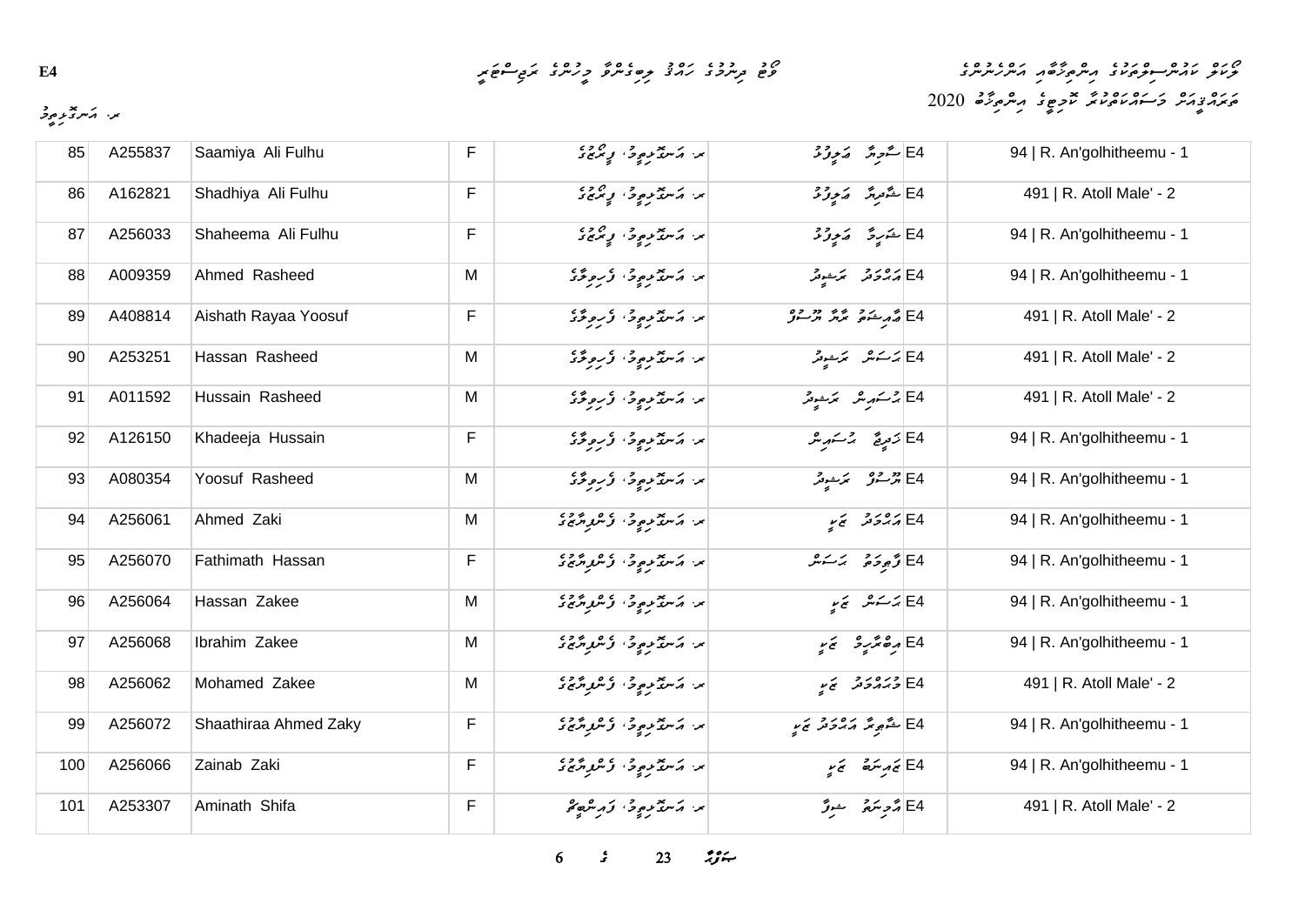| 85 | A255837 | Saamiya Ali Fulhu | F | ر. އަނގޮޅިތީމު، ފިނޮޅުގެ | ސާމިޔާ އަލިފުޅު E4 | 94 \| R. An'golhitheemu - 1 |
|---|---|---|---|---|---|---|
| 86 | A162821 | Shadhiya Ali Fulhu | F | ر. އަނގޮޅިތީމު، ފިނޮޅުގެ | ޝާދިޔާ އަލިފުޅު E4 | 491 \| R. Atoll Male' - 2 |
| 87 | A256033 | Shaheema Ali Fulhu | F | ر. އަނގޮޅިތީމު، ފިނޮޅުގެ | ޝަހީމާ އަލިފުޅު E4 | 94 \| R. An'golhitheemu - 1 |
| 88 | A009359 | Ahmed Rasheed | M | ر. އަނގޮޅިތީމު، ފަހިވާގެ | އަޙްމަދު ރަޝީދު E4 | 94 \| R. An'golhitheemu - 1 |
| 89 | A408814 | Aishath Rayaa Yoosuf | F | ر. އަނގޮޅިތީމު، ފަހިވާގެ | އާއިޝަތު ރާޔާ ޔޫސުފް E4 | 491 \| R. Atoll Male' - 2 |
| 90 | A253251 | Hassan Rasheed | M | ر. އަނގޮޅިތީމު، ފަހިވާގެ | ހަސަން ރަޝީދު E4 | 491 \| R. Atoll Male' - 2 |
| 91 | A011592 | Hussain Rasheed | M | ر. އަނގޮޅިތީމު، ފަހިވާގެ | ހުސައިން ރަޝީދު E4 | 491 \| R. Atoll Male' - 2 |
| 92 | A126150 | Khadeeja Hussain | F | ر. އަނގޮޅިތީމު، ފަހިވާގެ | ޚަދީޖާ ހުސައިން E4 | 94 \| R. An'golhitheemu - 1 |
| 93 | A080354 | Yoosuf Rasheed | M | ر. އަނގޮޅިތީމު، ފަހިވާގެ | ޔޫސުފް ރަޝީދު E4 | 94 \| R. An'golhitheemu - 1 |
| 94 | A256061 | Ahmed Zaki | M | ر. އަނގޮޅިތީމު، ފެންގުޅާގެ | އަޙްމަދު ޒަކީ E4 | 94 \| R. An'golhitheemu - 1 |
| 95 | A256070 | Fathimath Hassan | F | ر. އަނގޮޅިތީމު، ފެންގުޅާގެ | ފާތިމަތު ހަސަން E4 | 94 \| R. An'golhitheemu - 1 |
| 96 | A256064 | Hassan Zakee | M | ر. އަނގޮޅިތީމު، ފެންގުޅާގެ | ހަސަން ޒަކީ E4 | 94 \| R. An'golhitheemu - 1 |
| 97 | A256068 | Ibrahim Zakee | M | ر. އަނގޮޅިތީމު، ފެންގުޅާގެ | އިބްރާހީމް ޒަކީ E4 | 94 \| R. An'golhitheemu - 1 |
| 98 | A256062 | Mohamed Zakee | M | ر. އަނގޮޅިތީމު، ފެންގުޅާގެ | މުޙައްމަދު ޒަކީ E4 | 491 \| R. Atoll Male' - 2 |
| 99 | A256072 | Shaathiraa Ahmed Zaky | F | ر. އަނގޮޅިތީމު، ފެންގުޅާގެ | ޝާތިރާ އަޙްމަދު ޒަކީ E4 | 94 \| R. An'golhitheemu - 1 |
| 100 | A256066 | Zainab Zaki | F | ر. އަނގޮޅިތީމު، ފެންގުޅާގެ | ޒައިނަބު ޒަކީ E4 | 94 \| R. An'golhitheemu - 1 |
| 101 | A253307 | Aminath Shifa | F | ر. އަނގޮޅިތީމު، ފައިންބަރ | އާމިނަތު ޝިފާ E4 | 491 \| R. Atoll Male' - 2 |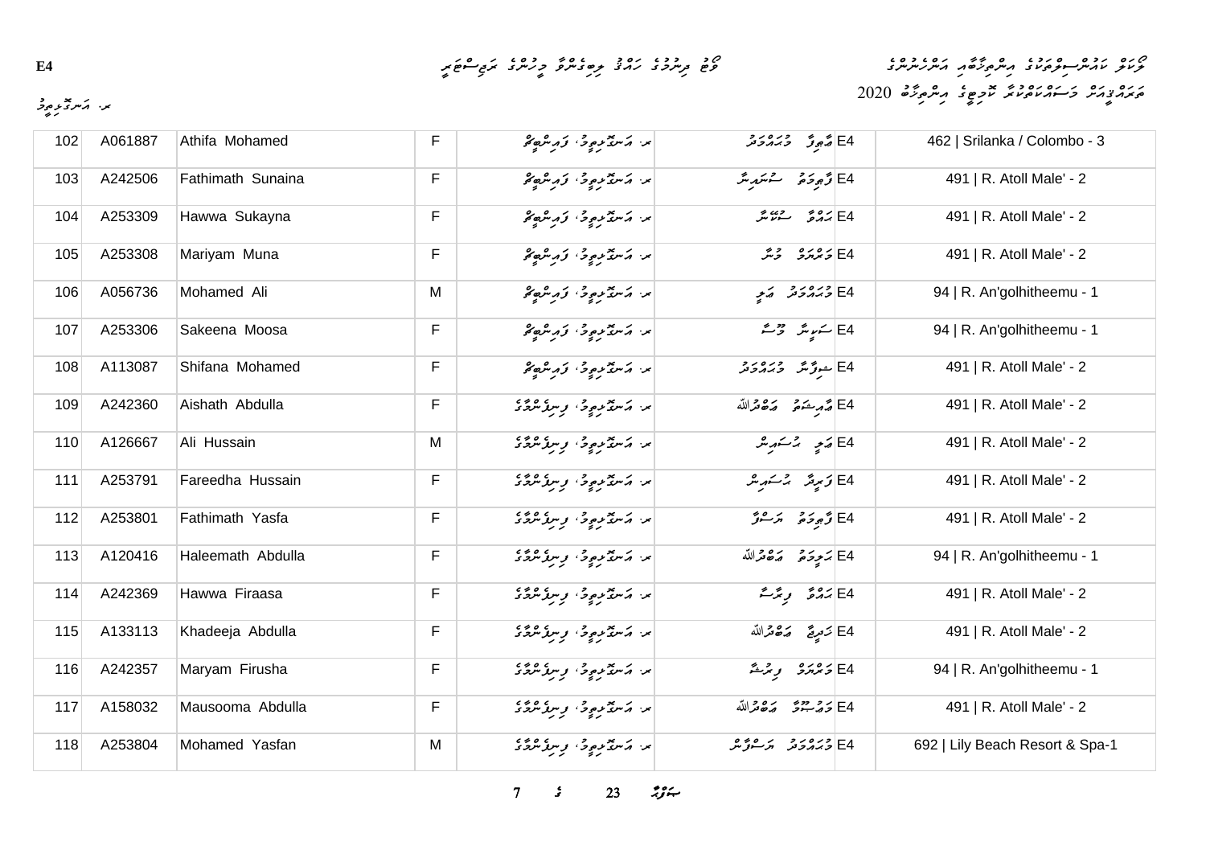ރ. އަނގޮޅިތީމު

| 102 | A061887 | Athifa Mohamed | F | ރ. އަނގޮޅިތީމު، ފައިނުބަހާރު | އާތިފާ މުޙައްމަދު E4 | 462 \| Srilanka / Colombo - 3 |
|---|---|---|---|---|---|---|
| 103 | A242506 | Fathimath Sunaina | F | ރ. އަނގޮޅިތީމު، ފައިނުބަހާރު | ފާތިމަތު ސުނައިނާ E4 | 491 \| R. Atoll Male' - 2 |
| 104 | A253309 | Hawwa Sukayna | F | ރ. އަނގޮޅިތީމު، ފައިނުބަހާރު | ހައްވާ ސުކައިނާ E4 | 491 \| R. Atoll Male' - 2 |
| 105 | A253308 | Mariyam Muna | F | ރ. އަނގޮޅިތީމު، ފައިނުބަހާރު | މަރިޔަމް މުނާ E4 | 491 \| R. Atoll Male' - 2 |
| 106 | A056736 | Mohamed Ali | M | ރ. އަނގޮޅިތީމު، ފައިނުބަހާރު | މުޙައްމަދު ޢަލީ E4 | 94 \| R. An'golhitheemu - 1 |
| 107 | A253306 | Sakeena Moosa | F | ރ. އަނގޮޅިތީމު، ފައިނުބަހާރު | ސަކީނާ މޫސާ E4 | 94 \| R. An'golhitheemu - 1 |
| 108 | A113087 | Shifana Mohamed | F | ރ. އަނގޮޅިތީމު، ފައިނުބަހާރު | ޝިފާނާ މުޙައްމަދު E4 | 491 \| R. Atoll Male' - 2 |
| 109 | A242360 | Aishath Abdulla | F | ރ. އަނގޮޅިތީމު، ފިނިފެންމާގެ | އާއިޝަތު ޢަބްދުﷲ E4 | 491 \| R. Atoll Male' - 2 |
| 110 | A126667 | Ali Hussain | M | ރ. އަނގޮޅިތީމު، ފިނިފެންމާގެ | ޢަލީ ހުސައިން E4 | 491 \| R. Atoll Male' - 2 |
| 111 | A253791 | Fareedha Hussain | F | ރ. އަނގޮޅިތީމު، ފިނިފެންމާގެ | ފަރީދާ ހުސައިން E4 | 491 \| R. Atoll Male' - 2 |
| 112 | A253801 | Fathimath Yasfa | F | ރ. އަނގޮޅިތީމު، ފިނިފެންމާގެ | ފާތިމަތު ޔަސްފާ E4 | 491 \| R. Atoll Male' - 2 |
| 113 | A120416 | Haleemath Abdulla | F | ރ. އަނގޮޅިތީމު، ފިނިފެންމާގެ | ހަލީމަތު ޢަބްދުﷲ E4 | 94 \| R. An'golhitheemu - 1 |
| 114 | A242369 | Hawwa Firaasa | F | ރ. އަނގޮޅިތީމު، ފިނިފެންމާގެ | ހައްވާ ފިރާސާ E4 | 491 \| R. Atoll Male' - 2 |
| 115 | A133113 | Khadeeja Abdulla | F | ރ. އަނގޮޅިތީމު، ފިނިފެންމާގެ | ޚަދީޖާ ޢަބްދުﷲ E4 | 491 \| R. Atoll Male' - 2 |
| 116 | A242357 | Maryam Firusha | F | ރ. އަނގޮޅިތީމު، ފިނިފެންމާގެ | މަރްޔަމް ފިރުޝާ E4 | 94 \| R. An'golhitheemu - 1 |
| 117 | A158032 | Mausooma Abdulla | F | ރ. އަނގޮޅިތީމު، ފިނިފެންމާގެ | މައުޞޫމާ ޢަބްދުﷲ E4 | 491 \| R. Atoll Male' - 2 |
| 118 | A253804 | Mohamed Yasfan | M | ރ. އަނގޮޅިތީމު، ފިނިފެންމާގެ | މުޙައްމަދު ޔަސްފާން E4 | 692 \| Lily Beach Resort & Spa-1 |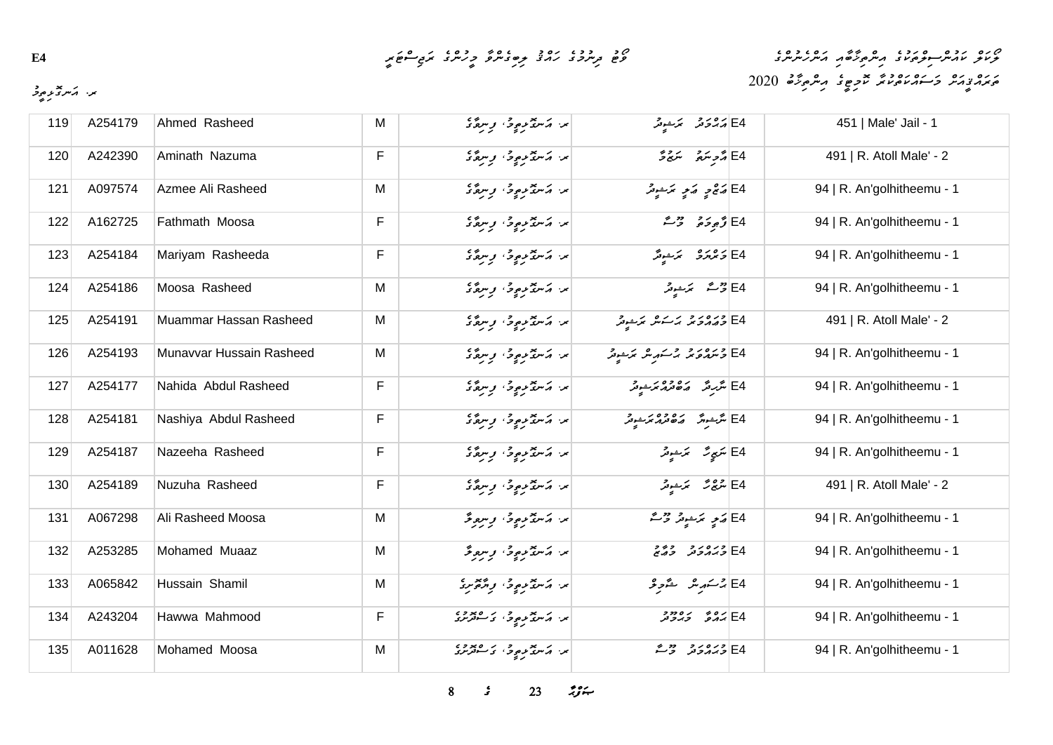| 119 | A254179 | Ahmed Rasheed | M | ރ. އަނގޮޅިތީމު، ފިނިވާގެ | E4 އަޙްމަދު ރަޝީދު | 451 \| Male' Jail - 1 |
|---|---|---|---|---|---|---|
| 120 | A242390 | Aminath Nazuma | F | ރ. އަނގޮޅިތީމު، ފިނިވާގެ | E4 އާމިނަތު ނަޒުމާ | 491 \| R. Atoll Male' - 2 |
| 121 | A097574 | Azmee Ali Rasheed | M | ރ. އަނގޮޅިތީމު، ފިނިވާގެ | E4 އަޒްމީ އަލި ރަޝީދު | 94 \| R. An'golhitheemu - 1 |
| 122 | A162725 | Fathmath Moosa | F | ރ. އަނގޮޅިތީމު، ފިނިވާގެ | E4 ފާތިމަތު މޫސާ | 94 \| R. An'golhitheemu - 1 |
| 123 | A254184 | Mariyam Rasheeda | F | ރ. އަނގޮޅިތީމު، ފިނިވާގެ | E4 މަރިޔަމް ރަޝީދާ | 94 \| R. An'golhitheemu - 1 |
| 124 | A254186 | Moosa Rasheed | M | ރ. އަނގޮޅިތީމު، ފިނިވާގެ | E4 މޫސާ ރަޝީދު | 94 \| R. An'golhitheemu - 1 |
| 125 | A254191 | Muammar Hassan Rasheed | M | ރ. އަނގޮޅިތީމު، ފިނިވާގެ | E4 މުޢައްމަރު ޙަސަން ރަޝީދު | 491 \| R. Atoll Male' - 2 |
| 126 | A254193 | Munavvar Hussain Rasheed | M | ރ. އަނގޮޅިތީމު، ފިނިވާގެ | E4 މުނައްވަރު ހުސައިން ރަޝީދު | 94 \| R. An'golhitheemu - 1 |
| 127 | A254177 | Nahida Abdul Rasheed | F | ރ. އަނގޮޅިތީމު، ފިނިވާގެ | E4 ނާހިދާ އަބްދުއްރަޝީދު | 94 \| R. An'golhitheemu - 1 |
| 128 | A254181 | Nashiya Abdul Rasheed | F | ރ. އަނގޮޅިތީމު، ފިނިވާގެ | E4 ނާޝިޔާ އަބްދުއްރަޝީދު | 94 \| R. An'golhitheemu - 1 |
| 129 | A254187 | Nazeeha Rasheed | F | ރ. އަނގޮޅިތީމު، ފިނިވާގެ | E4 ނަޒީހާ ރަޝީދު | 94 \| R. An'golhitheemu - 1 |
| 130 | A254189 | Nuzuha Rasheed | F | ރ. އަނގޮޅިތީމު، ފިނިވާގެ | E4 ނުޒުހާ ރަޝީދު | 491 \| R. Atoll Male' - 2 |
| 131 | A067298 | Ali Rasheed Moosa | M | ރ. އަނގޮޅިތީމު، ފިނިފެ | E4 އަލި ރަޝީދު މޫސާ | 94 \| R. An'golhitheemu - 1 |
| 132 | A253285 | Mohamed Muaaz | M | ރ. އަނގޮޅިތީމު، ފިނިފެ | E4 މުޙައްމަދު މުޢާޛު | 94 \| R. An'golhitheemu - 1 |
| 133 | A065842 | Hussain Shamil | M | ރ. އަނގޮޅިތީމު، ފިހާރަގެ | E4 ހުސައިން ޝާމިލް | 94 \| R. An'golhitheemu - 1 |
| 134 | A243204 | Hawwa Mahmood | F | ރ. އަނގޮޅިތީމު، މަސްތޫރާގެ | E4 ހައްވާ މަޙްމޫދު | 94 \| R. An'golhitheemu - 1 |
| 135 | A011628 | Mohamed Moosa | M | ރ. އަނގޮޅިތީމު، މަސްތޫރާގެ | E4 މުޙައްމަދު މޫސާ | 94 \| R. An'golhitheemu - 1 |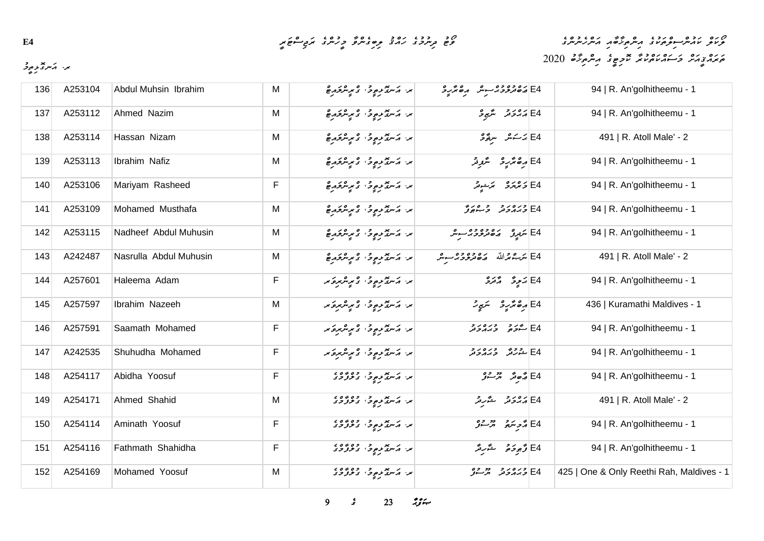| 136 | A253104 | Abdul Muhsin Ibrahim | M | ބ. އަނގޮޅިތީމު، ގުރިސްޓަލްޗް | އަބްދުލްމުހްސިން އިބްރާހީމް E4 | 94 \| R. An'golhitheemu - 1 |
|---|---|---|---|---|---|---|
| 137 | A253112 | Ahmed Nazim | M | ބ. އަނގޮޅިތީމު، ގުރިސްޓަލްޗް | އަހްމަދު ނާޒިމް E4 | 94 \| R. An'golhitheemu - 1 |
| 138 | A253114 | Hassan Nizam | M | ބ. އަނގޮޅިތީމު، ގުރިސްޓަލްޗް | ހަސަން ނިޒާމް E4 | 491 \| R. Atoll Male' - 2 |
| 139 | A253113 | Ibrahim Nafiz | M | ބ. އަނގޮޅިތީމު، ގުރިސްޓަލްޗް | އިބްރާހީމް ނާފިޒް E4 | 94 \| R. An'golhitheemu - 1 |
| 140 | A253106 | Mariyam Rasheed | F | ބ. އަނގޮޅިތީމު، ގުރިސްޓަލްޗް | މަރިޔަމް ރަޝީދު E4 | 94 \| R. An'golhitheemu - 1 |
| 141 | A253109 | Mohamed Musthafa | M | ބ. އަނގޮޅިތީމު، ގުރިސްޓަލްޗް | މުހައްމަދު މުސްތަފާ E4 | 94 \| R. An'golhitheemu - 1 |
| 142 | A253115 | Nadheef Abdul Muhusin | M | ބ. އަނގޮޅިތީމު، ގުރިސްޓަލްޗް | ނަޒީފް އަބްދުލްމުހުސިން E4 | 94 \| R. An'golhitheemu - 1 |
| 143 | A242487 | Nasrulla Abdul Muhusin | M | ބ. އަނގޮޅިތީމު، ގުރިސްޓަލްޗް | ނަސްރުﷲ އަބްދުލްމުހުސިން E4 | 491 \| R. Atoll Male' - 2 |
| 144 | A257601 | Haleema Adam | F | ބ. އަނގޮޅިތީމު، ގުރިސްނިވާރ | ހަލީމާ އާދަމް E4 | 94 \| R. An'golhitheemu - 1 |
| 145 | A257597 | Ibrahim Nazeeh | M | ބ. އަނގޮޅިތީމު، ގުރިސްނިވާރ | އިބްރާހީމް ނަޒީހް E4 | 436 \| Kuramathi Maldives - 1 |
| 146 | A257591 | Saamath Mohamed | F | ބ. އަނގޮޅިތީމު، ގުރިސްނިވާރ | ސާމަތު މުހައްމަދު E4 | 94 \| R. An'golhitheemu - 1 |
| 147 | A242535 | Shuhudha Mohamed | F | ބ. އަނގޮޅިތީމު، ގުރިސްނިވާރ | ޝުހުދާ މުހައްމަދު E4 | 94 \| R. An'golhitheemu - 1 |
| 148 | A254117 | Abidha Yoosuf | F | ބ. އަނގޮޅިތީމު، ގުލްފާމް | އާބިދާ ޔޫސުފް E4 | 94 \| R. An'golhitheemu - 1 |
| 149 | A254171 | Ahmed Shahid | M | ބ. އަނގޮޅިތީމު، ގުލްފާމް | އަހްމަދު ޝާހިދު E4 | 491 \| R. Atoll Male' - 2 |
| 150 | A254114 | Aminath Yoosuf | F | ބ. އަނގޮޅިތީމު، ގުލްފާމް | އާމިނަތު ޔޫސުފް E4 | 94 \| R. An'golhitheemu - 1 |
| 151 | A254116 | Fathmath Shahidha | F | ބ. އަނގޮޅިތީމު، ގުލްފާމް | ފާތިމަތު ޝާހިދާ E4 | 94 \| R. An'golhitheemu - 1 |
| 152 | A254169 | Mohamed Yoosuf | M | ބ. އަނގޮޅިތީމު، ގުލްފާމް | މުހައްމަދު ޔޫސުފް E4 | 425 \| One & Only Reethi Rah, Maldives - 1 |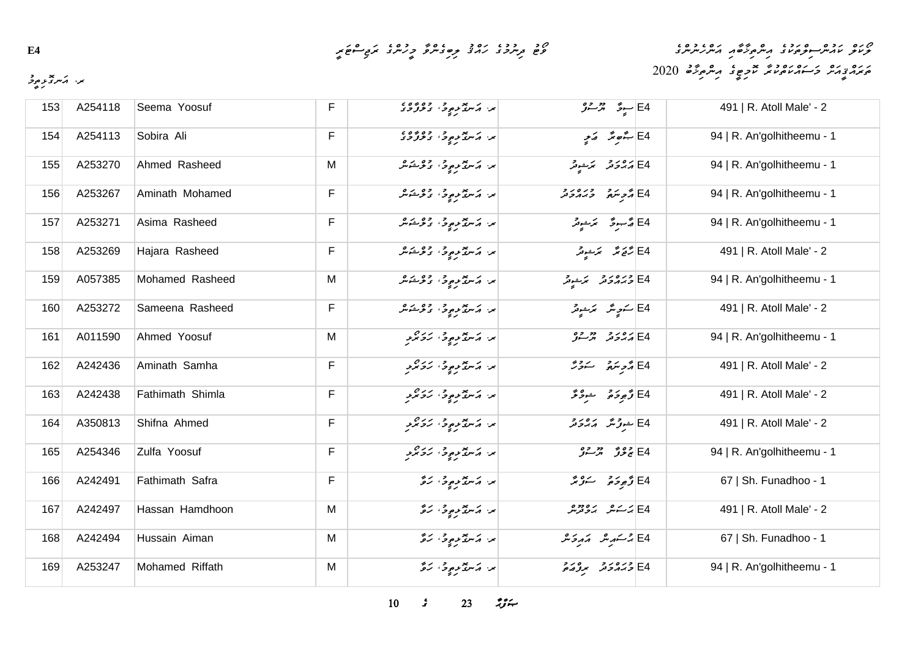| 153 | A254118 | Seema Yoosuf | F | ރ. އަނގޮޅިތީމު، ގުލްފާމްގެ | ސީމާ ޔޫސުފް E4 | 491 \| R. Atoll Male' - 2 |
|---|---|---|---|---|---|---|
| 154 | A254113 | Sobira Ali | F | ރ. އަނގޮޅިތީމު، ގުލްފާމްގެ | ޞާބިރާ ޢަލީ E4 | 94 \| R. An'golhitheemu - 1 |
| 155 | A253270 | Ahmed Rasheed | M | ރ. އަނގޮޅިތީމު، ގުލްޝަން | އަހުމަދު ރަޝީދު E4 | 94 \| R. An'golhitheemu - 1 |
| 156 | A253267 | Aminath Mohamed | F | ރ. އަނގޮޅިތީމު، ގުލްޝަން | އާމިނަތު މުހައްމަދު E4 | 94 \| R. An'golhitheemu - 1 |
| 157 | A253271 | Asima Rasheed | F | ރ. އަނގޮޅިތީމު، ގުލްޝަން | އާސިމާ ރަޝީދު E4 | 94 \| R. An'golhitheemu - 1 |
| 158 | A253269 | Hajara Rasheed | F | ރ. އަނގޮޅިތީމު، ގުލްޝަން | ހާޖަރާ ރަޝީދު E4 | 491 \| R. Atoll Male' - 2 |
| 159 | A057385 | Mohamed Rasheed | M | ރ. އަނގޮޅިތީމު، ގުލްޝަން | މުހައްމަދު ރަޝީދު E4 | 94 \| R. An'golhitheemu - 1 |
| 160 | A253272 | Sameena Rasheed | F | ރ. އަނގޮޅިތީމު، ގުލްޝަން | ސަމީނާ ރަޝީދު E4 | 491 \| R. Atoll Male' - 2 |
| 161 | A011590 | Ahmed Yoosuf | M | ރ. އަނގޮޅިތީމު، ހަމަރެއް | އަހުމަދު ޔޫސުފް E4 | 94 \| R. An'golhitheemu - 1 |
| 162 | A242436 | Aminath Samha | F | ރ. އަނގޮޅިތީމު، ހަމަރެއް | އާމިނަތު ސަމްހާ E4 | 491 \| R. Atoll Male' - 2 |
| 163 | A242438 | Fathimath Shimla | F | ރ. އަނގޮޅިތީމު، ހަމަރެއް | ފާތިމަތު ޝިމްލާ E4 | 491 \| R. Atoll Male' - 2 |
| 164 | A350813 | Shifna Ahmed | F | ރ. އަނގޮޅިތީމު، ހަމަރެއް | ޝިފްނާ އަހުމަދު E4 | 491 \| R. Atoll Male' - 2 |
| 165 | A254346 | Zulfa Yoosuf | F | ރ. އަނގޮޅިތީމު، ހަމަރެއް | ޒުލްފާ ޔޫސުފް E4 | 94 \| R. An'golhitheemu - 1 |
| 166 | A242491 | Fathimath Safra | F | ރ. އަނގޮޅިތީމު، ހަވާ | ފާތިމަތު ސަފްރާ E4 | 67 \| Sh. Funadhoo - 1 |
| 167 | A242497 | Hassan Hamdhoon | M | ރ. އަނގޮޅިތީމު، ހަވާ | ހަސަން ހަމްދޫން E4 | 491 \| R. Atoll Male' - 2 |
| 168 | A242494 | Hussain Aiman | M | ރ. އަނގޮޅިތީމު، ހަވާ | ހުސައިން އައިމަން E4 | 67 \| Sh. Funadhoo - 1 |
| 169 | A253247 | Mohamed Riffath | M | ރ. އަނގޮޅިތީމު، ހަވާ | މުހައްމަދު ރިފްއަތު E4 | 94 \| R. An'golhitheemu - 1 |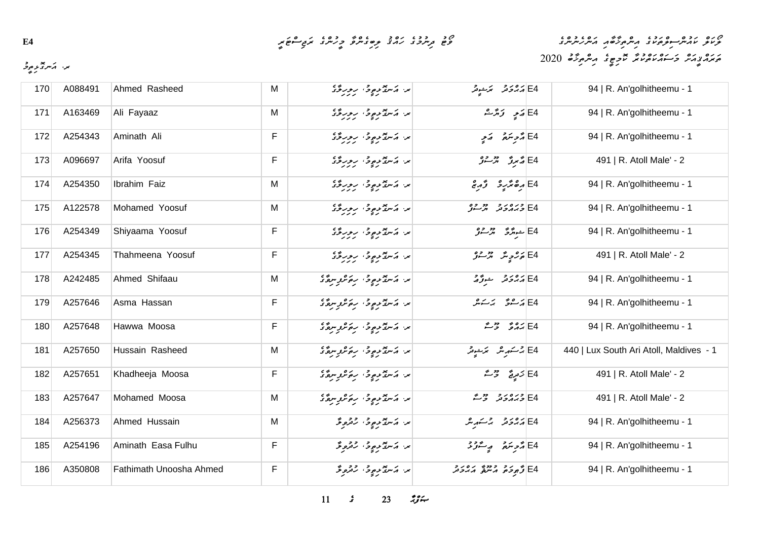| 170 | A088491 | Ahmed Rasheed | M | ރ. އަނގޮޅިތީމު، ހިޔަލިމާގެ | E4 އަހުމަދު ރަޝީދު | 94 \| R. An'golhitheemu - 1 |
|---|---|---|---|---|---|---|
| 171 | A163469 | Ali Fayaaz | M | ރ. އަނގޮޅިތީމު، ހިޔަލިމާގެ | E4 އަލި ފަޔާޒް | 94 \| R. An'golhitheemu - 1 |
| 172 | A254343 | Aminath Ali | F | ރ. އަނގޮޅިތީމު، ހިޔަލިމާގެ | E4 އާމިނަތު އަލި | 94 \| R. An'golhitheemu - 1 |
| 173 | A096697 | Arifa Yoosuf | F | ރ. އަނގޮޅިތީމު، ހިޔަލިމާގެ | E4 އާރިފާ ޔޫސުފު | 491 \| R. Atoll Male' - 2 |
| 174 | A254350 | Ibrahim Faiz | M | ރ. އަނގޮޅިތީމު، ހިޔަލިމާގެ | E4 އިބްރާހީމް ފާއިޒް | 94 \| R. An'golhitheemu - 1 |
| 175 | A122578 | Mohamed Yoosuf | M | ރ. އަނގޮޅިތީމު، ހިޔަލިމާގެ | E4 މުހައްމަދު ޔޫސުފު | 94 \| R. An'golhitheemu - 1 |
| 176 | A254349 | Shiyaama Yoosuf | F | ރ. އަނގޮޅިތީމު، ހިޔަލިމާގެ | E4 ޝިޔާމާ ޔޫސުފު | 94 \| R. An'golhitheemu - 1 |
| 177 | A254345 | Thahmeena Yoosuf | F | ރ. އަނގޮޅިތީމު، ހިޔަލިމާގެ | E4 ތަހްމީނާ ޔޫސުފު | 491 \| R. Atoll Male' - 2 |
| 178 | A242485 | Ahmed Shifaau | M | ރ. އަނގޮޅިތީމު، ހިތަފުސްނިވާގެ | E4 އަހުމަދު ޝިފާއު | 94 \| R. An'golhitheemu - 1 |
| 179 | A257646 | Asma Hassan | F | ރ. އަނގޮޅިތީމު، ހިތަފުސްނިވާގެ | E4 އަސްމާ ހަސަން | 94 \| R. An'golhitheemu - 1 |
| 180 | A257648 | Hawwa Moosa | F | ރ. އަނގޮޅިތީމު، ހިތަފުސްނިވާގެ | E4 ހައްވާ މޫސާ | 94 \| R. An'golhitheemu - 1 |
| 181 | A257650 | Hussain Rasheed | M | ރ. އަނގޮޅިތީމު، ހިތަފުސްނިވާގެ | E4 ހުސައިން ރަޝީދު | 440 \| Lux South Ari Atoll, Maldives - 1 |
| 182 | A257651 | Khadheeja Moosa | F | ރ. އަނގޮޅިތީމު، ހިތަފުސްނިވާގެ | E4 ހަދީޖާ މޫސާ | 491 \| R. Atoll Male' - 2 |
| 183 | A257647 | Mohamed Moosa | M | ރ. އަނގޮޅިތީމު، ހިތަފުސްނިވާގެ | E4 މުހައްމަދު މޫސާ | 491 \| R. Atoll Male' - 2 |
| 184 | A256373 | Ahmed Hussain | M | ރ. އަނގޮޅިތީމު، ހުދުވިލާ | E4 އަހުމަދު ހުސައިން | 94 \| R. An'golhitheemu - 1 |
| 185 | A254196 | Aminath Easa Fulhu | F | ރ. އަނގޮޅިތީމު، ހުދުވިލާ | E4 އާމިނަތު އީސާފުޅު | 94 \| R. An'golhitheemu - 1 |
| 186 | A350808 | Fathimath Unoosha Ahmed | F | ރ. އަނގޮޅިތީމު، ހުދުވިލާ | E4 ފާތިމަތު އުނޫޝާ އަހުމަދު | 94 \| R. An'golhitheemu - 1 |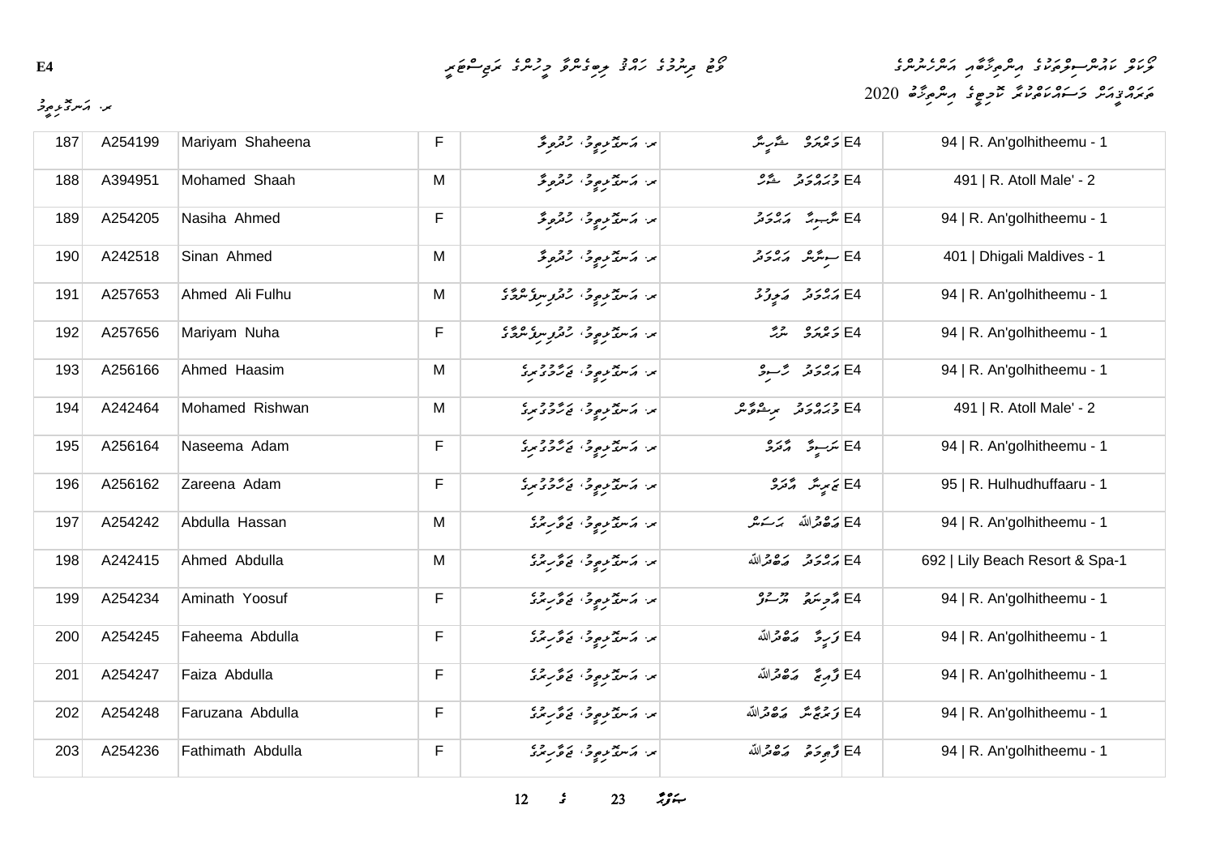| 187 | A254199 | Mariyam Shaheena | F | ރ. އަނގޮޅިތީމު، ހުދުރިވާ | E4 މަރިޔަމް ޝަހީނާ | 94 \| R. An'golhitheemu - 1 |
|---|---|---|---|---|---|---|
| 188 | A394951 | Mohamed Shaah | M | ރ. އަނގޮޅިތީމު، ހުދުރިވާ | E4 މުހައްމަދު ޝާހް | 491 \| R. Atoll Male' - 2 |
| 189 | A254205 | Nasiha Ahmed | F | ރ. އަނގޮޅިތީމު، ހުދުރިވާ | E4 ނާސިހާ އަހުމަދު | 94 \| R. An'golhitheemu - 1 |
| 190 | A242518 | Sinan Ahmed | M | ރ. އަނގޮޅިތީމު، ހުދުރިވާ | E4 ސިނާން އަހުމަދު | 401 \| Dhigali Maldives - 1 |
| 191 | A257653 | Ahmed Ali Fulhu | M | ރ. އަނގޮޅިތީމު، ހުދުރިހިޔާންގެ | E4 އަހުމަދު އަލިފުޅު | 94 \| R. An'golhitheemu - 1 |
| 192 | A257656 | Mariyam Nuha | F | ރ. އަނގޮޅިތީމު، ހުދުރިހިޔާންގެ | E4 މަރިޔަމް ނުހާ | 94 \| R. An'golhitheemu - 1 |
| 193 | A256166 | Ahmed Haasim | M | ރ. އަނގޮޅިތީމު، ޖަހާފުމަގެ | E4 އަހުމަދު ހާސިމް | 94 \| R. An'golhitheemu - 1 |
| 194 | A242464 | Mohamed Rishwan | M | ރ. އަނގޮޅިތީމު، ޖަހާފުމަގެ | E4 މުހައްމަދު ރިޝްވާން | 491 \| R. Atoll Male' - 2 |
| 195 | A256164 | Naseema Adam | F | ރ. އަނގޮޅިތީމު، ޖަހާފުމަގެ | E4 ނަސީމާ އާދަމް | 94 \| R. An'golhitheemu - 1 |
| 196 | A256162 | Zareena Adam | F | ރ. އަނގޮޅިތީމު، ޖަހާފުމަގެ | E4 ޒަރީނާ އާދަމް | 95 \| R. Hulhudhuffaaru - 1 |
| 197 | A254242 | Abdulla Hassan | M | ރ. އަނގޮޅިތީމު، ޖަވާހިރުގެ | E4 އަބްދުﷲ ހަސަން | 94 \| R. An'golhitheemu - 1 |
| 198 | A242415 | Ahmed Abdulla | M | ރ. އަނގޮޅިތީމު، ޖަވާހިރުގެ | E4 އަހުމަދު އަބްދުﷲ | 692 \| Lily Beach Resort & Spa-1 |
| 199 | A254234 | Aminath Yoosuf | F | ރ. އަނގޮޅިތީމު، ޖަވާހިރުގެ | E4 އާމިނަތު ޔޫސުފް | 94 \| R. An'golhitheemu - 1 |
| 200 | A254245 | Faheema Abdulla | F | ރ. އަނގޮޅިތީމު، ޖަވާހިރުގެ | E4 ފަހީމާ އަބްދުﷲ | 94 \| R. An'golhitheemu - 1 |
| 201 | A254247 | Faiza Abdulla | F | ރ. އަނގޮޅިތީމު، ޖަވާހިރުގެ | E4 ފާއިޒާ އަބްދުﷲ | 94 \| R. An'golhitheemu - 1 |
| 202 | A254248 | Faruzana Abdulla | F | ރ. އަނގޮޅިތީމު، ޖަވާހިރުގެ | E4 ފަރުޒާނާ އަބްދުﷲ | 94 \| R. An'golhitheemu - 1 |
| 203 | A254236 | Fathimath Abdulla | F | ރ. އަނގޮޅިތީމު، ޖަވާހިރުގެ | E4 ފާތިމަތު އަބްދުﷲ | 94 \| R. An'golhitheemu - 1 |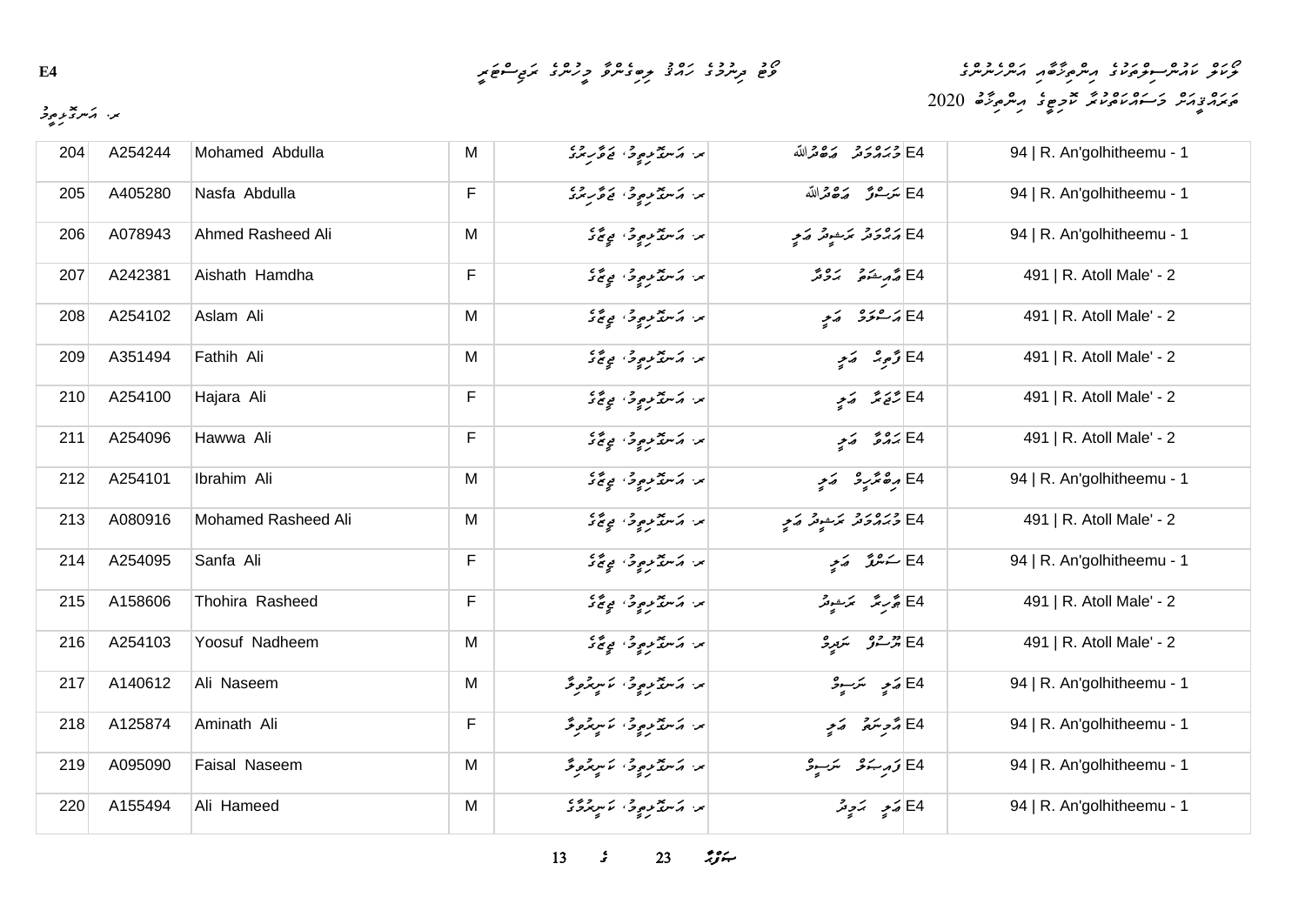| 204 | A254244 | Mohamed Abdulla | M | ރ. އަނގޮޅިތީމު، ޖަވާހިރުގެ | E4  މުހައްމަދު އަބްދުﷲ | 94 \| R. An'golhitheemu - 1 |
|---|---|---|---|---|---|---|
| 205 | A405280 | Nasfa Abdulla | F | ރ. އަނގޮޅިތީމު، ޖަވާހިރުގެ | E4 ނަސްފާ އަބްދުﷲ | 94 \| R. An'golhitheemu - 1 |
| 206 | A078943 | Ahmed Rasheed Ali | M | ރ. އަނގޮޅިތީމު، ތިލަގެ | E4 އަހުމަދު ރަޝީދު ޢަލި | 94 \| R. An'golhitheemu - 1 |
| 207 | A242381 | Aishath Hamdha | F | ރ. އަނގޮޅިތީމު، ތިލަގެ | E4 އާއިޝަތު ހަމްދާ | 491 \| R. Atoll Male' - 2 |
| 208 | A254102 | Aslam Ali | M | ރ. އަނގޮޅިތީމު، ތިލަގެ | E4 އަސްލަމް ޢަލި | 491 \| R. Atoll Male' - 2 |
| 209 | A351494 | Fathih Ali | M | ރ. އަނގޮޅިތީމު، ތިލަގެ | E4 ފާތިހު ޢަލި | 491 \| R. Atoll Male' - 2 |
| 210 | A254100 | Hajara Ali | F | ރ. އަނގޮޅިތީމު، ތިލަގެ | E4 ހާޖަރާ ޢަލި | 491 \| R. Atoll Male' - 2 |
| 211 | A254096 | Hawwa Ali | F | ރ. އަނގޮޅިތީމު، ތިލަގެ | E4 ހައްވާ ޢަލި | 491 \| R. Atoll Male' - 2 |
| 212 | A254101 | Ibrahim Ali | M | ރ. އަނގޮޅިތީމު، ތިލަގެ | E4 އިބްރާހީމް ޢަލި | 94 \| R. An'golhitheemu - 1 |
| 213 | A080916 | Mohamed Rasheed Ali | M | ރ. އަނގޮޅިތީމު، ތިލަގެ | E4 މުހައްމަދު ރަޝީދު ޢަލި | 491 \| R. Atoll Male' - 2 |
| 214 | A254095 | Sanfa Ali | F | ރ. އަނގޮޅިތީމު، ތިލަގެ | E4 ސަންފާ ޢަލި | 94 \| R. An'golhitheemu - 1 |
| 215 | A158606 | Thohira Rasheed | F | ރ. އަނގޮޅިތީމު، ތިލަގެ | E4 ޠާހިރާ ރަޝީދު | 491 \| R. Atoll Male' - 2 |
| 216 | A254103 | Yoosuf Nadheem | M | ރ. އަނގޮޅިތީމު، ތިލަގެ | E4 ޔޫސުފް ނަދީމް | 491 \| R. Atoll Male' - 2 |
| 217 | A140612 | Ali Naseem | M | ރ. އަނގޮޅިތީމު، ކަނިދޮށިވާ | E4 ޢަލި ނަސީމް | 94 \| R. An'golhitheemu - 1 |
| 218 | A125874 | Aminath Ali | F | ރ. އަނގޮޅިތީމު، ކަނިދޮށިވާ | E4 އާމިނަތު ޢަލި | 94 \| R. An'golhitheemu - 1 |
| 219 | A095090 | Faisal Naseem | M | ރ. އަނގޮޅިތީމު، ކަނިދޮށިވާ | E4 ފައިސަލް ނަސީމް | 94 \| R. An'golhitheemu - 1 |
| 220 | A155494 | Ali Hameed | M | ރ. އަނގޮޅިތީމު، ކަނިދުމާގެ | E4 ޢަލި ހަމީދު | 94 \| R. An'golhitheemu - 1 |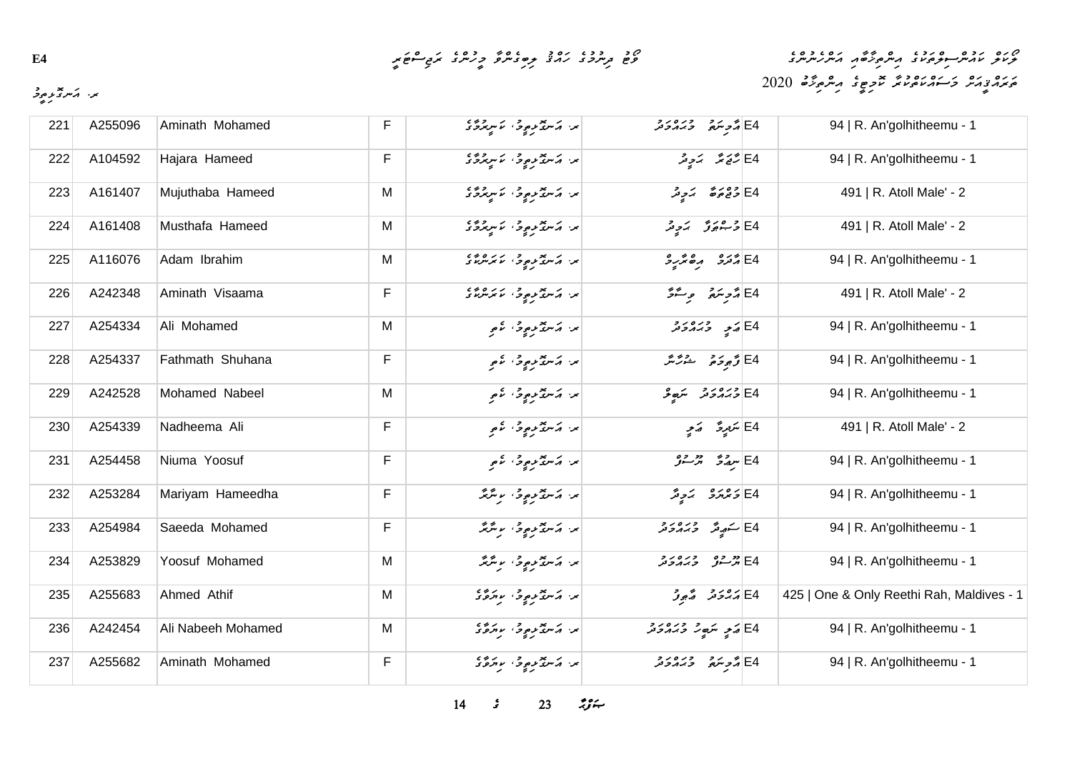| 221 | A255096 | Aminath Mohamed | F | ރ. އަނގޮޅިތީމު، ކަނިރުމާގެ | E4 އާމިނަތު މުހައްމަދު | 94 \| R. An'golhitheemu - 1 |
|---|---|---|---|---|---|---|
| 222 | A104592 | Hajara Hameed | F | ރ. އަނގޮޅިތީމު، ކަނިރުމާގެ | E4 ހާޖަރާ ހަމީދު | 94 \| R. An'golhitheemu - 1 |
| 223 | A161407 | Mujuthaba Hameed | M | ރ. އަނގޮޅިތީމު، ކަނިރުމާގެ | E4 މުޖުތަބާ ހަމީދު | 491 \| R. Atoll Male' - 2 |
| 224 | A161408 | Musthafa Hameed | M | ރ. އަނގޮޅިތީމު، ކަނިރުމާގެ | E4 މުސްތަފާ ހަމީދު | 491 \| R. Atoll Male' - 2 |
| 225 | A116076 | Adam Ibrahim | M | ރ. އަނގޮޅިތީމު، ކަރަންކާގެ | E4 އާދަމް އިބްރާހީމް | 94 \| R. An'golhitheemu - 1 |
| 226 | A242348 | Aminath Visaama | F | ރ. އަނގޮޅިތީމު، ކަރަންކާގެ | E4 އާމިނަތު ވިސާމާ | 491 \| R. Atoll Male' - 2 |
| 227 | A254334 | Ali Mohamed | M | ރ. އަނގޮޅިތީމު، ގާމި | E4 އަލި މުހައްމަދު | 94 \| R. An'golhitheemu - 1 |
| 228 | A254337 | Fathmath Shuhana | F | ރ. އަނގޮޅިތީމު، ގާމި | E4 ފާތިމަތު ޝުހާނާ | 94 \| R. An'golhitheemu - 1 |
| 229 | A242528 | Mohamed Nabeel | M | ރ. އަނގޮޅިތީމު، ގާމި | E4 މުހައްމަދު ނަބީލް | 94 \| R. An'golhitheemu - 1 |
| 230 | A254339 | Nadheema Ali | F | ރ. އަނގޮޅިތީމު، ގާމި | E4 ނަދީމާ އަލި | 491 \| R. Atoll Male' - 2 |
| 231 | A254458 | Niuma Yoosuf | F | ރ. އަނގޮޅިތީމު، ގާމި | E4 ނިއުމާ ޔޫސުފް | 94 \| R. An'golhitheemu - 1 |
| 232 | A253284 | Mariyam Hameedha | F | ރ. އަނގޮޅިތީމު، ޕިންކް | E4 މަރިޔަމް ހަމީދާ | 94 \| R. An'golhitheemu - 1 |
| 233 | A254984 | Saeeda Mohamed | F | ރ. އަނގޮޅިތީމު، ޕިންކް | E4 ސައީދާ މުހައްމަދު | 94 \| R. An'golhitheemu - 1 |
| 234 | A253829 | Yoosuf Mohamed | M | ރ. އަނގޮޅިތީމު، ޕިންކް | E4 ޔޫސުފް މުހައްމަދު | 94 \| R. An'golhitheemu - 1 |
| 235 | A255683 | Ahmed Athif | M | ރ. އަނގޮޅިތީމު، ޕިއަލްގެ | E4 އަހްމަދު އާތިފް | 425 \| One & Only Reethi Rah, Maldives - 1 |
| 236 | A242454 | Ali Nabeeh Mohamed | M | ރ. އަނގޮޅިތީމު، ޕިއަލްގެ | E4 އަލި ނަބީހު މުހައްމަދު | 94 \| R. An'golhitheemu - 1 |
| 237 | A255682 | Aminath Mohamed | F | ރ. އަނގޮޅިތީމު، ޕިއަލްގެ | E4 އާމިނަތު މުހައްމަދު | 94 \| R. An'golhitheemu - 1 |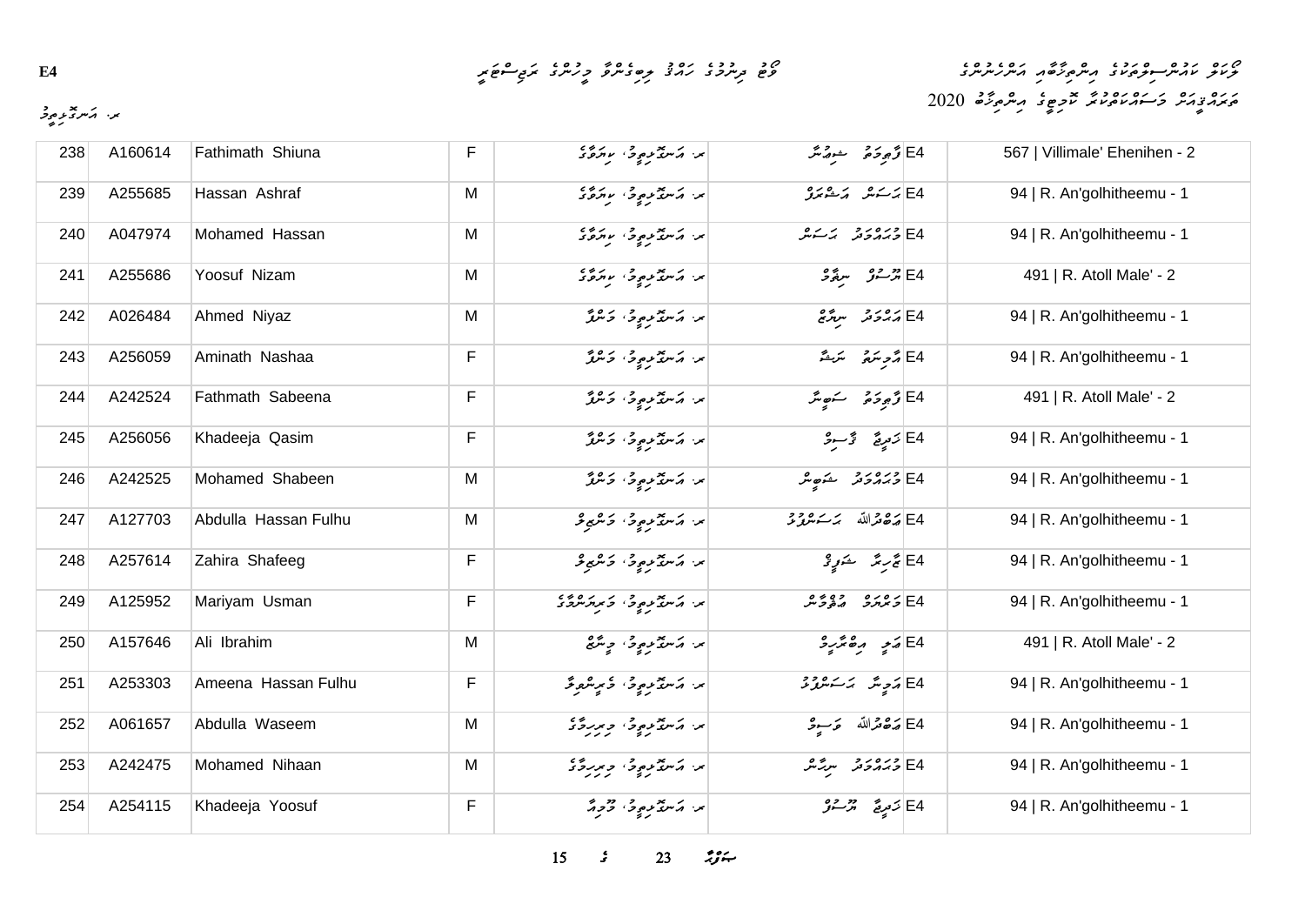| 238 | A160614 | Fathimath Shiuna | F | ބ. އަނގޮޅިތީމު، ކިނަލާގެ | E4 ފާތިމަތު ޝިއުނާ | 567 \| Villimale' Ehenihen - 2 |
|---|---|---|---|---|---|---|
| 239 | A255685 | Hassan Ashraf | M | ބ. އަނގޮޅިތީމު، ކިނަލާގެ | E4 ހަސަން އަޝްރަފު | 94 \| R. An'golhitheemu - 1 |
| 240 | A047974 | Mohamed Hassan | M | ބ. އަނގޮޅިތީމު، ކިނަލާގެ | E4 މުހައްމަދު ހަސަން | 94 \| R. An'golhitheemu - 1 |
| 241 | A255686 | Yoosuf Nizam | M | ބ. އަނގޮޅިތީމު، ކިނަލާގެ | E4 ޔޫސުފު ނިޒާމް | 491 \| R. Atoll Male' - 2 |
| 242 | A026484 | Ahmed Niyaz | M | ބ. އަނގޮޅިތީމު، މަންޒާ | E4 އަހުމަދު ނިޔާޒް | 94 \| R. An'golhitheemu - 1 |
| 243 | A256059 | Aminath Nashaa | F | ބ. އަނގޮޅިތީމު، މަންޒާ | E4 އާމިނަތު ނަޝާ | 94 \| R. An'golhitheemu - 1 |
| 244 | A242524 | Fathmath Sabeena | F | ބ. އަނގޮޅިތީމު، މަންޒާ | E4 ފާތިމަތު ސަބީނާ | 491 \| R. Atoll Male' - 2 |
| 245 | A256056 | Khadeeja Qasim | F | ބ. އަނގޮޅިތީމު، މަންޒާ | E4 ޚަދީޖާ ޤާސިމް | 94 \| R. An'golhitheemu - 1 |
| 246 | A242525 | Mohamed Shabeen | M | ބ. އަނގޮޅިތީމު، މަންޒާ | E4 މުހައްމަދު ޝަބީން | 94 \| R. An'golhitheemu - 1 |
| 247 | A127703 | Abdulla Hassan Fulhu | M | ބ. އަނގޮޅިތީމު، މަންޒިލް | E4 އަބްދުﷲ ހަސަންފުޅު | 94 \| R. An'golhitheemu - 1 |
| 248 | A257614 | Zahira Shafeeg | F | ބ. އަނގޮޅިތީމު، މަންޒިލް | E4 ޒާހިރާ ޝަފީގު | 94 \| R. An'golhitheemu - 1 |
| 249 | A125952 | Mariyam Usman | F | ބ. އަނގޮޅިތީމު، މަރިޔަންވާދީ | E4 މަރިޔަމް އުސްމާން | 94 \| R. An'golhitheemu - 1 |
| 250 | A157646 | Ali Ibrahim | M | ބ. އަނގޮޅިތީމު، މިނާޒް | E4 އަލި އިބްރާހީމް | 491 \| R. Atoll Male' - 2 |
| 251 | A253303 | Ameena Hassan Fulhu | F | ބ. އަނގޮޅިތީމު، މިރިންޖެހި | E4 އަމީނާ ހަސަންފުޅު | 94 \| R. An'golhitheemu - 1 |
| 252 | A061657 | Abdulla Waseem | M | ބ. އަނގޮޅިތީމު، މިރިކިމާގެ | E4 އަބްދުﷲ ވަސީމް | 94 \| R. An'golhitheemu - 1 |
| 253 | A242475 | Mohamed Nihaan | M | ބ. އަނގޮޅިތީމު، މިރިކިމާގެ | E4 މުހައްމަދު ނިހާން | 94 \| R. An'golhitheemu - 1 |
| 254 | A254115 | Khadeeja Yoosuf | F | ބ. އަނގޮޅިތީމު، މޫމާ | E4 ޚަދީޖާ ޔޫސުފު | 94 \| R. An'golhitheemu - 1 |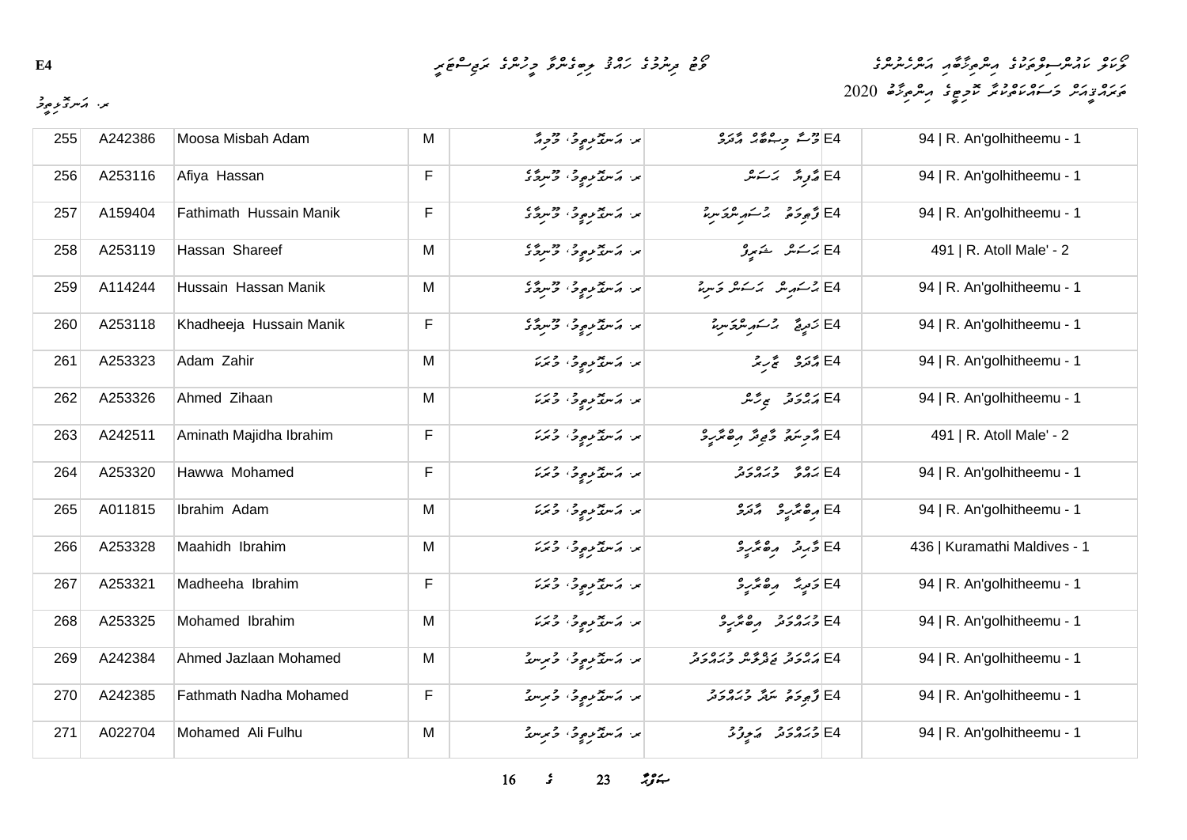| 255 | A242386 | Moosa Misbah Adam | M | ރ. އަނގޮޅިތީމު، މޫވިއާ | E4 މޫސާ މިސްބާހް އާދަމް | 94 \| R. An'golhitheemu - 1 |
|---|---|---|---|---|---|---|
| 256 | A253116 | Afiya Hassan | F | ރ. އަނގޮޅިތީމު، މޫނިމާގެ | E4 އާފިޔާ ހަސަން | 94 \| R. An'golhitheemu - 1 |
| 257 | A159404 | Fathimath Hussain Manik | F | ރ. އަނގޮޅިތީމު، މޫނިމާގެ | E4 ފާތިމަތު ހުސައިންމަނިކު | 94 \| R. An'golhitheemu - 1 |
| 258 | A253119 | Hassan Shareef | M | ރ. އަނގޮޅިތީމު، މޫނިމާގެ | E4 ހަސަން ޝަރީފު | 491 \| R. Atoll Male' - 2 |
| 259 | A114244 | Hussain Hassan Manik | M | ރ. އަނގޮޅިތީމު، މޫނިމާގެ | E4 ހުސައިން ހަސަން މަނިކު | 94 \| R. An'golhitheemu - 1 |
| 260 | A253118 | Khadheeja Hussain Manik | F | ރ. އަނގޮޅިތީމު، މޫނިމާގެ | E4 ޚަދީޖާ ހުސައިންމަނިކު | 94 \| R. An'golhitheemu - 1 |
| 261 | A253323 | Adam Zahir | M | ރ. އަނގޮޅިތީމު، މެދަރަ | E4 އާދަމް ޒާހިރު | 94 \| R. An'golhitheemu - 1 |
| 262 | A253326 | Ahmed Zihaan | M | ރ. އަނގޮޅިތީމު، މެދަރަ | E4 އަހުމަދު ޒިހާން | 94 \| R. An'golhitheemu - 1 |
| 263 | A242511 | Aminath Majidha Ibrahim | F | ރ. އަނގޮޅިތީމު، މެދަރަ | E4 އާމިނަތު މާޖިދާ އިބްރާހިމް | 491 \| R. Atoll Male' - 2 |
| 264 | A253320 | Hawwa Mohamed | F | ރ. އަނގޮޅިތީމު، މެދަރަ | E4 ހައްވާ މުހައްމަދު | 94 \| R. An'golhitheemu - 1 |
| 265 | A011815 | Ibrahim Adam | M | ރ. އަނގޮޅިތީމު، މެދަރަ | E4 އިބްރާހިމް އާދަމް | 94 \| R. An'golhitheemu - 1 |
| 266 | A253328 | Maahidh Ibrahim | M | ރ. އަނގޮޅިތީމު، މެދަރަ | E4 މާހިދު އިބްރާހިމް | 436 \| Kuramathi Maldives - 1 |
| 267 | A253321 | Madheeha Ibrahim | F | ރ. އަނގޮޅިތީމު، މެދަރަ | E4 މަދީހާ އިބްރާހިމް | 94 \| R. An'golhitheemu - 1 |
| 268 | A253325 | Mohamed Ibrahim | M | ރ. އަނގޮޅިތީމު، މެދަރަ | E4 މުހައްމަދު އިބްރާހިމް | 94 \| R. An'golhitheemu - 1 |
| 269 | A242384 | Ahmed Jazlaan Mohamed | M | ރ. އަނގޮޅިތީމު، މެރިނާ | E4 އަހުމަދު ޖަޒްލާން މުހައްމަދު | 94 \| R. An'golhitheemu - 1 |
| 270 | A242385 | Fathmath Nadha Mohamed | F | ރ. އަނގޮޅިތީމު، މެރިނާ | E4 ފާތިމަތު ނަދާ މުހައްމަދު | 94 \| R. An'golhitheemu - 1 |
| 271 | A022704 | Mohamed Ali Fulhu | M | ރ. އަނގޮޅިތީމު، މެރިނާ | E4 މުހައްމަދު އަލިފުޅު | 94 \| R. An'golhitheemu - 1 |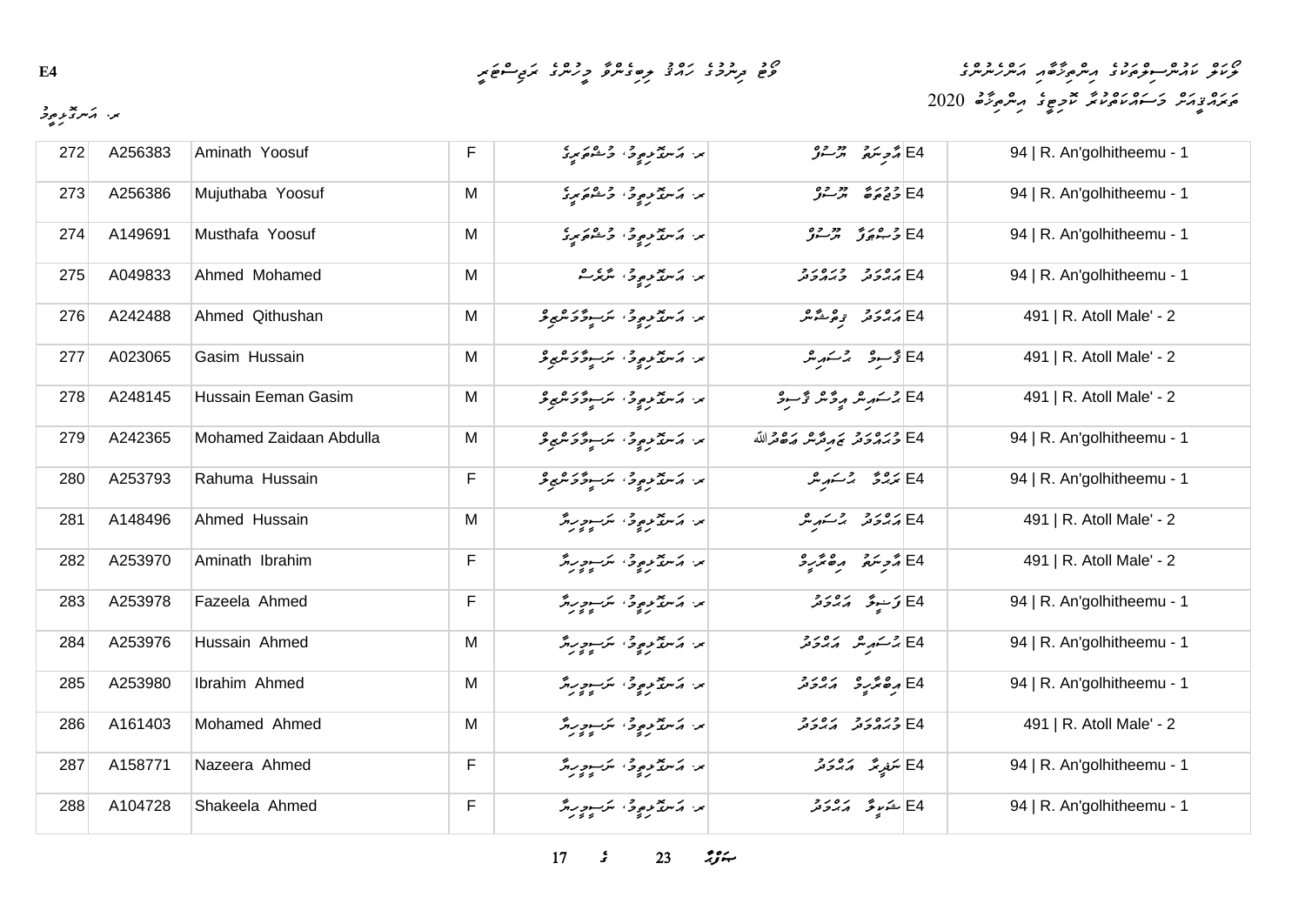ބ. އަނގޮޅިތީމު

| 272 | A256383 | Aminath Yoosuf | F | ރ. އަނގޮޅިތީމު، މުޝްތަރީގެ | އާމިނަތު ޔޫސުފު | E4 | 94 \| R. An'golhitheemu - 1 |
|---|---|---|---|---|---|---|---|
| 273 | A256386 | Mujuthaba Yoosuf | M | ރ. އަނގޮޅިތީމު، މުޝްތަރީގެ | މުޖުތަބާ ޔޫސުފު | E4 | 94 \| R. An'golhitheemu - 1 |
| 274 | A149691 | Musthafa Yoosuf | M | ރ. އަނގޮޅިތީމު، މުޝްތަރީގެ | މުސްތަފާ ޔޫސުފު | E4 | 94 \| R. An'golhitheemu - 1 |
| 275 | A049833 | Ahmed Mohamed | M | ރ. އަނގޮޅިތީމު، ނޫރުސް | އަޙްމަދު މުޙައްމަދު | E4 | 94 \| R. An'golhitheemu - 1 |
| 276 | A242488 | Ahmed Qithushan | M | ރ. އަނގޮޅިތީމު، ނަސީމާމަންޒިލް | އަޙްމަދު ޤިތުޝާން | E4 | 491 \| R. Atoll Male' - 2 |
| 277 | A023065 | Gasim Hussain | M | ރ. އަނގޮޅިތީމު، ނަސީމާމަންޒިލް | ޤާސިމް ޙުސައިން | E4 | 491 \| R. Atoll Male' - 2 |
| 278 | A248145 | Hussain Eeman Gasim | M | ރ. އަނގޮޅިތީމު، ނަސީމާމަންޒިލް | ޙުސައިން އީމާން ޤާސިމް | E4 | 491 \| R. Atoll Male' - 2 |
| 279 | A242365 | Mohamed Zaidaan Abdulla | M | ރ. އަނގޮޅިތީމު، ނަސީމާމަންޒިލް | މުޙައްމަދު ޒައިދާން ޢަބްދުﷲ | E4 | 94 \| R. An'golhitheemu - 1 |
| 280 | A253793 | Rahuma Hussain | F | ރ. އަނގޮޅިތީމު، ނަސީމާމަންޒިލް | ރަޙުމާ ޙުސައިން | E4 | 94 \| R. An'golhitheemu - 1 |
| 281 | A148496 | Ahmed Hussain | M | ރ. އަނގޮޅިތީމު، ނަސީމުރިޔާ | އަޙްމަދު ޙުސައިން | E4 | 491 \| R. Atoll Male' - 2 |
| 282 | A253970 | Aminath Ibrahim | F | ރ. އަނގޮޅިތީމު، ނަސީމުރިޔާ | އާމިނަތު އިބްރާހީމް | E4 | 491 \| R. Atoll Male' - 2 |
| 283 | A253978 | Fazeela Ahmed | F | ރ. އަނގޮޅިތީމު، ނަސީމުރިޔާ | ފަޟީލާ އަޙްމަދު | E4 | 94 \| R. An'golhitheemu - 1 |
| 284 | A253976 | Hussain Ahmed | M | ރ. އަނގޮޅިތީމު، ނަސީމުރިޔާ | ޙުސައިން އަޙްމަދު | E4 | 94 \| R. An'golhitheemu - 1 |
| 285 | A253980 | Ibrahim Ahmed | M | ރ. އަނގޮޅިތީމު، ނަސީމުރިޔާ | އިބްރާހީމް އަޙްމަދު | E4 | 94 \| R. An'golhitheemu - 1 |
| 286 | A161403 | Mohamed Ahmed | M | ރ. އަނގޮޅިތީމު، ނަސީމުރިޔާ | މުޙައްމަދު އަޙްމަދު | E4 | 491 \| R. Atoll Male' - 2 |
| 287 | A158771 | Nazeera Ahmed | F | ރ. އަނގޮޅިތީމު، ނަސީމުރިޔާ | ނަޒީރާ އަޙްމަދު | E4 | 94 \| R. An'golhitheemu - 1 |
| 288 | A104728 | Shakeela Ahmed | F | ރ. އަނގޮޅިތީމު، ނަސީމުރިޔާ | ޝަކީލާ އަޙްމަދު | E4 | 94 \| R. An'golhitheemu - 1 |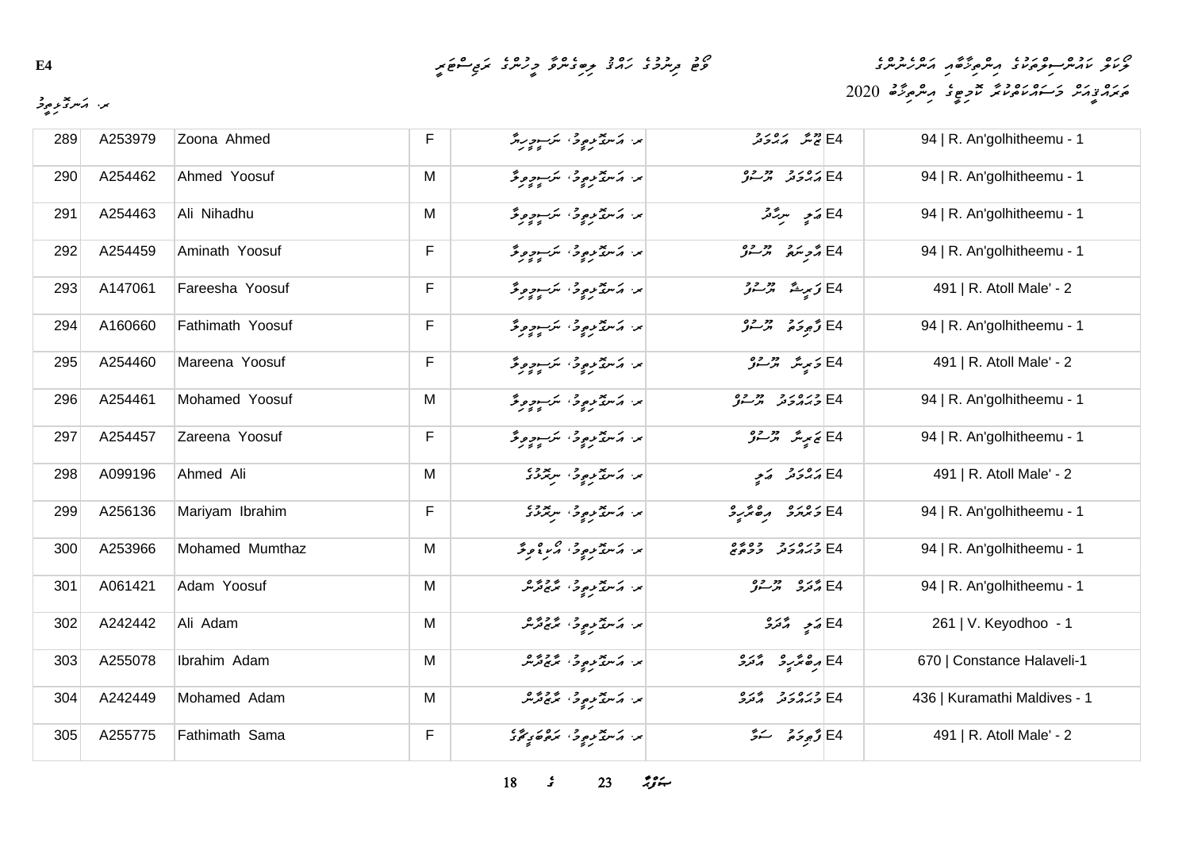| 289 | A253979 | Zoona Ahmed | F | ރ. އަނގޮޅިތީމު، ނަސީމީހިޔާ | E4 ޒޫނާ އަޙްމަދު | 94 \| R. An'golhitheemu - 1 |
|---|---|---|---|---|---|---|
| 290 | A254462 | Ahmed Yoosuf | M | ރ. އަނގޮޅިތީމު، ނަސީމީވިލާ | E4 އަޙްމަދު ޔޫސުފު | 94 \| R. An'golhitheemu - 1 |
| 291 | A254463 | Ali Nihadhu | M | ރ. އަނގޮޅިތީމު، ނަސީމީވިލާ | E4 އަލީ ނިހާދު | 94 \| R. An'golhitheemu - 1 |
| 292 | A254459 | Aminath Yoosuf | F | ރ. އަނގޮޅިތީމު، ނަސީމީވިލާ | E4 އާމިނަތު ޔޫސުފު | 94 \| R. An'golhitheemu - 1 |
| 293 | A147061 | Fareesha Yoosuf | F | ރ. އަނގޮޅިތީމު، ނަސީމީވިލާ | E4 ފަރީޝާ ޔޫސުފު | 491 \| R. Atoll Male' - 2 |
| 294 | A160660 | Fathimath Yoosuf | F | ރ. އަނގޮޅިތީމު، ނަސީމީވިލާ | E4 ފާތިމަތު ޔޫސުފު | 94 \| R. An'golhitheemu - 1 |
| 295 | A254460 | Mareena Yoosuf | F | ރ. އަނގޮޅިތީމު، ނަސީމީވިލާ | E4 މަރީނާ ޔޫސުފު | 491 \| R. Atoll Male' - 2 |
| 296 | A254461 | Mohamed Yoosuf | M | ރ. އަނގޮޅިތީމު، ނަސީމީވިލާ | E4 މުޙައްމަދު ޔޫސުފު | 94 \| R. An'golhitheemu - 1 |
| 297 | A254457 | Zareena Yoosuf | F | ރ. އަނގޮޅިތީމު، ނަސީމީވިލާ | E4 ޒަރީނާ ޔޫސުފު | 94 \| R. An'golhitheemu - 1 |
| 298 | A099196 | Ahmed Ali | M | ރ. އަނގޮޅިތީމު، ނިޔަދުގެ | E4 އަޙްމަދު އަލީ | 491 \| R. Atoll Male' - 2 |
| 299 | A256136 | Mariyam Ibrahim | F | ރ. އަނގޮޅިތީމު، ނިޔަދުގެ | E4 މަރިޔަމް އިބްރާހީމް | 94 \| R. An'golhitheemu - 1 |
| 300 | A253966 | Mohamed Mumthaz | M | ރ. އަނގޮޅިތީމު، އޮކިޑްވިލާ | E4 މުޙައްމަދު މުމްތާޒު | 94 \| R. An'golhitheemu - 1 |
| 301 | A061421 | Adam Yoosuf | M | ރ. އަނގޮޅިތީމު، ރޯޒްދޮށް | E4 އާދަމް ޔޫސުފު | 94 \| R. An'golhitheemu - 1 |
| 302 | A242442 | Ali Adam | M | ރ. އަނގޮޅިތީމު، ރޯޒްދޮށް | E4 އަލީ އާދަމް | 261 \| V. Keyodhoo - 1 |
| 303 | A255078 | Ibrahim Adam | M | ރ. އަނގޮޅިތީމު، ރޯޒްދޮށް | E4 އިބްރާހީމް އާދަމް | 670 \| Constance Halaveli-1 |
| 304 | A242449 | Mohamed Adam | M | ރ. އަނގޮޅިތީމު، ރޯޒްދޮށް | E4 މުޙައްމަދު އާދަމް | 436 \| Kuramathi Maldives - 1 |
| 305 | A255775 | Fathimath Sama | F | ރ. އަނގޮޅިތީމު، ރަތްބަލިގެ | E4 ފާތިމަތު ސަމާ | 491 \| R. Atoll Male' - 2 |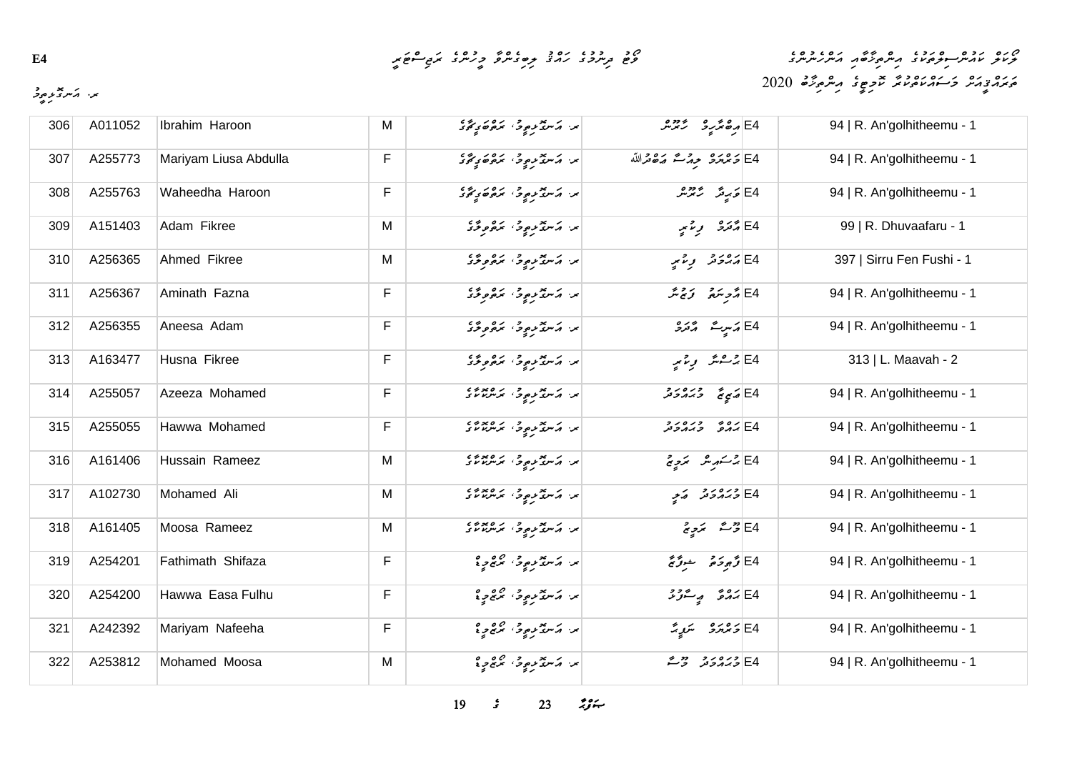| 306 | A011052 | Ibrahim Haroon | M | ރ. އަނގޮޅިތީމު، ހަވްބަހާރުގެ | E4 | އިބްރާހީމް ހާރޫން | 94 \| R. An'golhitheemu - 1 |
|---|---|---|---|---|---|---|---|
| 307 | A255773 | Mariyam Liusa Abdulla | F | ރ. އަނގޮޅިތީމު، ހަވްބަހާރުގެ | E4 | މަރިޔަމް ލިއުސާ އަބްދުﷲ | 94 \| R. An'golhitheemu - 1 |
| 308 | A255763 | Waheedha Haroon | F | ރ. އަނގޮޅިތީމު، ހަވްބަހާރުގެ | E4 | ވަޙީދާ ހާރޫން | 94 \| R. An'golhitheemu - 1 |
| 309 | A151403 | Adam Fikree | M | ރ. އަނގޮޅިތީމު، ހަވްވިލާގެ | E4 | އާދަމް ފިކްރީ | 99 \| R. Dhuvaafaru - 1 |
| 310 | A256365 | Ahmed Fikree | M | ރ. އަނގޮޅިތީމު، ހަވްވިލާގެ | E4 | އަޙްމަދު ފިކްރީ | 397 \| Sirru Fen Fushi - 1 |
| 311 | A256367 | Aminath Fazna | F | ރ. އަނގޮޅިތީމު، ހަވްވިލާގެ | E4 | އާމިނަތު ފަޒްނާ | 94 \| R. An'golhitheemu - 1 |
| 312 | A256355 | Aneesa Adam | F | ރ. އަނގޮޅިތީމު، ހަވްވިލާގެ | E4 | އަނީސާ އާދަމް | 94 \| R. An'golhitheemu - 1 |
| 313 | A163477 | Husna Fikree | F | ރ. އަނގޮޅިތީމު، ހަވްވިލާގެ | E4 | ހުސްނާ ފިކްރީ | 313 \| L. Maavah - 2 |
| 314 | A255057 | Azeeza Mohamed | F | ރ. އަނގޮޅިތީމު، ހަންނާރާގެ | E4 | އަޒީޒާ މުޙައްމަދު | 94 \| R. An'golhitheemu - 1 |
| 315 | A255055 | Hawwa Mohamed | F | ރ. އަނގޮޅިތީމު، ހަންނާރާގެ | E4 | ހައްވާ މުޙައްމަދު | 94 \| R. An'golhitheemu - 1 |
| 316 | A161406 | Hussain Rameez | M | ރ. އަނގޮޅިތީމު، ހަންނާރާގެ | E4 | ހުސައިން ރަމީޒު | 94 \| R. An'golhitheemu - 1 |
| 317 | A102730 | Mohamed Ali | M | ރ. އަނގޮޅިތީމު، ހަންނާރާގެ | E4 | މުޙައްމަދު އަލި | 94 \| R. An'golhitheemu - 1 |
| 318 | A161405 | Moosa Rameez | M | ރ. އަނގޮޅިތީމު، ހަންނާރާގެ | E4 | މޫސާ ރަމީޒު | 94 \| R. An'golhitheemu - 1 |
| 319 | A254201 | Fathimath Shifaza | F | ރ. އަނގޮޅިތީމު، ހޯޖެހިގެ | E4 | ފާތިމަތު ޝިފާޒާ | 94 \| R. An'golhitheemu - 1 |
| 320 | A254200 | Hawwa Easa Fulhu | F | ރ. އަނގޮޅިތީމު، ހޯޖެހިގެ | E4 | ހައްވާ ޢީސާފުޅު | 94 \| R. An'golhitheemu - 1 |
| 321 | A242392 | Mariyam Nafeeha | F | ރ. އަނގޮޅިތީމު، ހޯޖެހިގެ | E4 | މަރިޔަމް ނަފީހާ | 94 \| R. An'golhitheemu - 1 |
| 322 | A253812 | Mohamed Moosa | M | ރ. އަނގޮޅިތީމު، ހޯޖެހިގެ | E4 | މުޙައްމަދު މޫސާ | 94 \| R. An'golhitheemu - 1 |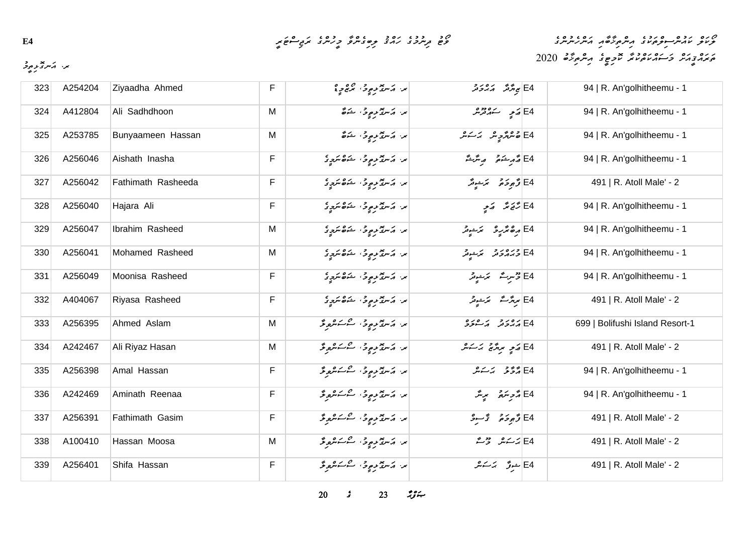| 323 | A254204 | Ziyaadha Ahmed | F | ރ. އަނގޮޅިތީމު، ރޭގެމާގެ | ޒިޔާދާ އަހުމަދު E4 | 94 \| R. An'golhitheemu - 1 |
|---|---|---|---|---|---|---|
| 324 | A412804 | Ali Sadhdhoon | M | ރ. އަނގޮޅިތީމު، ސަބާ | އަލި ސައްދޫން E4 | 94 \| R. An'golhitheemu - 1 |
| 325 | A253785 | Bunyaameen Hassan | M | ރ. އަނގޮޅިތީމު، ސަބާ | ބުންޔާމީން ހަސަން E4 | 94 \| R. An'golhitheemu - 1 |
| 326 | A256046 | Aishath Inasha | F | ރ. އަނގޮޅިތީމު، ސަބުނަމްގެ | އާއިޝަތު އިނާޝާ E4 | 94 \| R. An'golhitheemu - 1 |
| 327 | A256042 | Fathimath Rasheeda | F | ރ. އަނގޮޅިތީމު، ސަބުނަމްގެ | ފާތިމަތު ރަޝީދާ E4 | 491 \| R. Atoll Male' - 2 |
| 328 | A256040 | Hajara Ali | F | ރ. އަނގޮޅިތީމު، ސަބުނަމްގެ | ހާޖަރާ އަލި E4 | 94 \| R. An'golhitheemu - 1 |
| 329 | A256047 | Ibrahim Rasheed | M | ރ. އަނގޮޅިތީމު، ސަބުނަމްގެ | އިބްރާހީމް ރަޝީދު E4 | 94 \| R. An'golhitheemu - 1 |
| 330 | A256041 | Mohamed Rasheed | M | ރ. އަނގޮޅިތީމު، ސަބުނަމްގެ | މުހައްމަދު ރަޝީދު E4 | 94 \| R. An'golhitheemu - 1 |
| 331 | A256049 | Moonisa Rasheed | F | ރ. އަނގޮޅިތީމު، ސަބުނަމްގެ | މޫނިސާ ރަޝީދު E4 | 94 \| R. An'golhitheemu - 1 |
| 332 | A404067 | Riyasa Rasheed | F | ރ. އަނގޮޅިތީމު، ސަބުނަމްގެ | ރިޔާސާ ރަޝީދު E4 | 491 \| R. Atoll Male' - 2 |
| 333 | A256395 | Ahmed Aslam | M | ރ. އަނގޮޅިތީމު، ސުސަންވިލާ | އަހުމަދު އަސްލަމް E4 | 699 \| Bolifushi Island Resort-1 |
| 334 | A242467 | Ali Riyaz Hasan | M | ރ. އަނގޮޅިތީމު، ސުސަންވިލާ | އަލި ރިޔާޒު ހަސަން E4 | 491 \| R. Atoll Male' - 2 |
| 335 | A256398 | Amal Hassan | F | ރ. އަނގޮޅިތީމު، ސުސަންވިލާ | އަމާލް ހަސަން E4 | 94 \| R. An'golhitheemu - 1 |
| 336 | A242469 | Aminath Reenaa | F | ރ. އަނގޮޅިތީމު، ސުސަންވިލާ | އާމިނަތު ރީނާ E4 | 94 \| R. An'golhitheemu - 1 |
| 337 | A256391 | Fathimath Gasim | F | ރ. އަނގޮޅިތީމު، ސުސަންވިލާ | ފާތިމަތު ޤާސިމް E4 | 491 \| R. Atoll Male' - 2 |
| 338 | A100410 | Hassan Moosa | M | ރ. އަނގޮޅިތީމު، ސުސަންވިލާ | ހަސަން މޫސާ E4 | 491 \| R. Atoll Male' - 2 |
| 339 | A256401 | Shifa Hassan | F | ރ. އަނގޮޅިތީމު، ސުސަންވިލާ | ޝިފާ ހަސަން E4 | 491 \| R. Atoll Male' - 2 |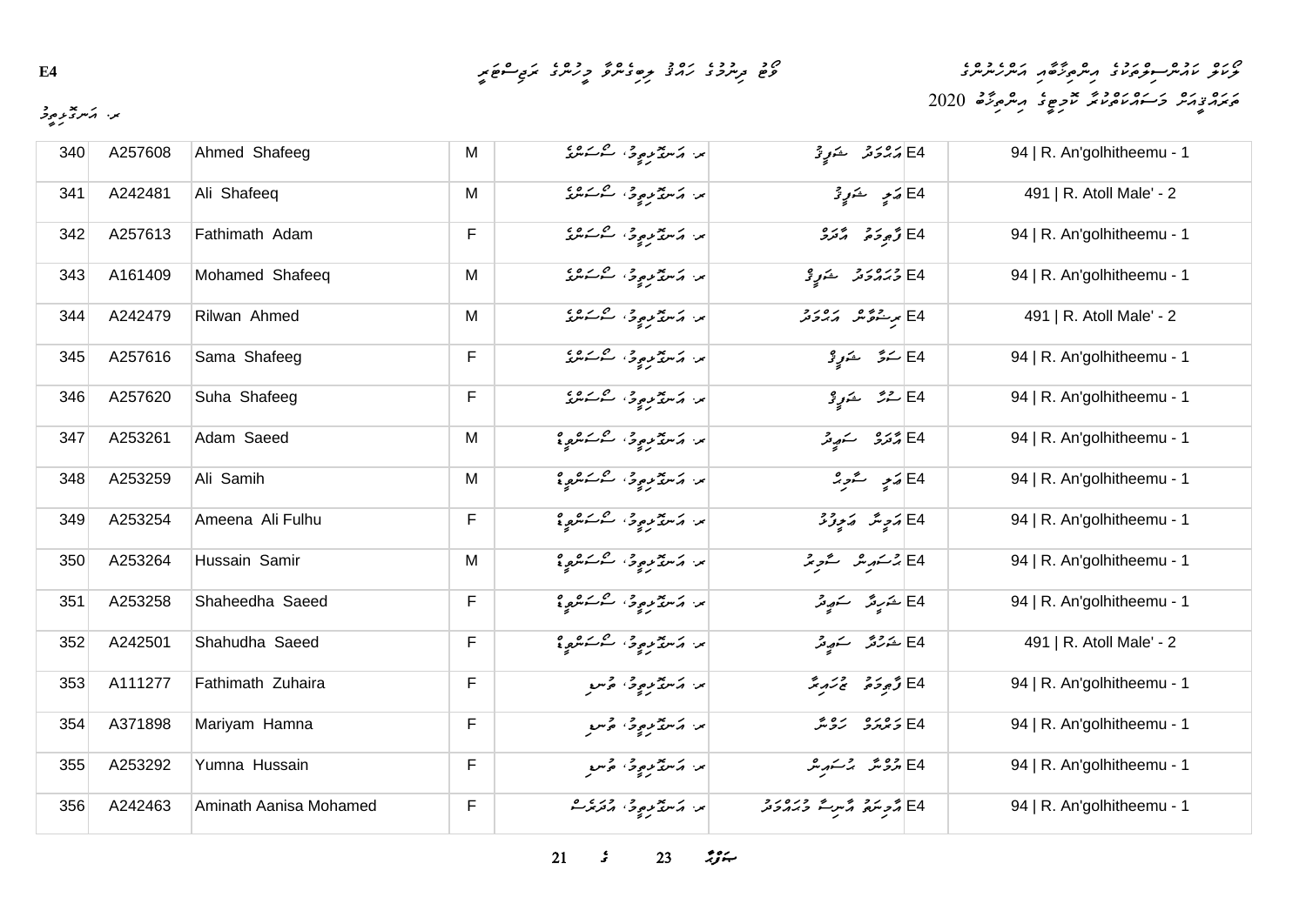ރ. އަނގޮޅިތީމު

| 340 | A257608 | Ahmed Shafeeg | M | ރ. އަނގޮޅިތީމު، ސްކަޔަށް | E4 އަހުމަދު ޝަފީގު | 94 \| R. An'golhitheemu - 1 |
|---|---|---|---|---|---|---|
| 341 | A242481 | Ali Shafeeq | M | ރ. އަނގޮޅިތީމު، ސްކަޔަށް | E4 އަލި ޝަފީޤު | 491 \| R. Atoll Male' - 2 |
| 342 | A257613 | Fathimath Adam | F | ރ. އަނގޮޅިތީމު، ސްކަޔަށް | E4 ފާތިމަތު އާދަމް | 94 \| R. An'golhitheemu - 1 |
| 343 | A161409 | Mohamed Shafeeq | M | ރ. އަނގޮޅިތީމު، ސްކަޔަށް | E4 މުހައްމަދު ޝަފީޤު | 94 \| R. An'golhitheemu - 1 |
| 344 | A242479 | Rilwan Ahmed | M | ރ. އަނގޮޅިތީމު، ސްކަޔަށް | E4 ރިލްވާން އަހުމަދު | 491 \| R. Atoll Male' - 2 |
| 345 | A257616 | Sama Shafeeg | F | ރ. އަނގޮޅިތީމު، ސްކަޔަށް | E4 ސަމާ ޝަފީގު | 94 \| R. An'golhitheemu - 1 |
| 346 | A257620 | Suha Shafeeg | F | ރ. އަނގޮޅިތީމު، ސްކަޔަށް | E4 ސުހާ ޝަފީގު | 94 \| R. An'golhitheemu - 1 |
| 347 | A253261 | Adam Saeed | M | ރ. އަނގޮޅިތީމު، ސްކަޔަށްވީ | E4 އާދަމް ސައީދު | 94 \| R. An'golhitheemu - 1 |
| 348 | A253259 | Ali Samih | M | ރ. އަނގޮޅިތީމު، ސްކަޔަށްވީ | E4 އަލި ސާމިހު | 94 \| R. An'golhitheemu - 1 |
| 349 | A253254 | Ameena Ali Fulhu | F | ރ. އަނގޮޅިތީމު، ސްކަޔަށްވީ | E4 އަމީނާ އަލިފުޅު | 94 \| R. An'golhitheemu - 1 |
| 350 | A253264 | Hussain Samir | M | ރ. އަނގޮޅިތީމު، ސްކަޔަށްވީ | E4 ހުސައިން ސާމިރު | 94 \| R. An'golhitheemu - 1 |
| 351 | A253258 | Shaheedha Saeed | F | ރ. އަނގޮޅިތީމު، ސްކަޔަށްވީ | E4 ޝަހީދާ ސައީދު | 94 \| R. An'golhitheemu - 1 |
| 352 | A242501 | Shahudha Saeed | F | ރ. އަނގޮޅިތީމު، ސްކަޔަށްވީ | E4 ޝަހުދާ ސައީދު | 491 \| R. Atoll Male' - 2 |
| 353 | A111277 | Fathimath Zuhaira | F | ރ. އަނގޮޅިތީމު، ތާސި | E4 ފާތިމަތު ޒުހައިރާ | 94 \| R. An'golhitheemu - 1 |
| 354 | A371898 | Mariyam Hamna | F | ރ. އަނގޮޅިތީމު، ތާސި | E4 މަރިޔަމް ހަމްނާ | 94 \| R. An'golhitheemu - 1 |
| 355 | A253292 | Yumna Hussain | F | ރ. އަނގޮޅިތީމު، ތާސި | E4 ޔުމްނާ ހުސައިން | 94 \| R. An'golhitheemu - 1 |
| 356 | A242463 | Aminath Aanisa Mohamed | F | ރ. އަނގޮޅިތީމު، އުދަރަސް | E4 އާމިނަތު އާނިސާ މުހައްމަދު | 94 \| R. An'golhitheemu - 1 |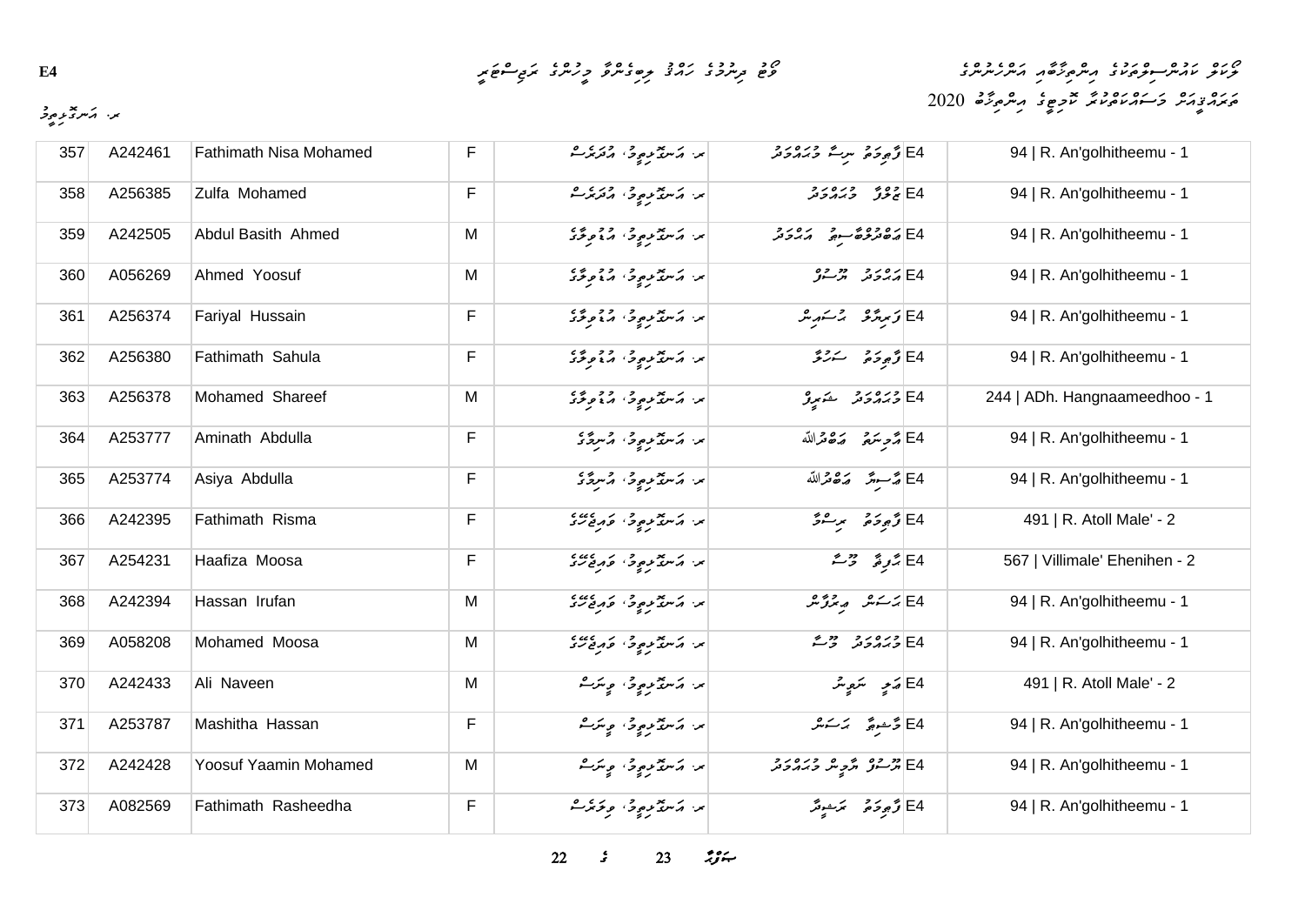| 357 | A242461 | Fathimath Nisa Mohamed | F | ރ. އަނގޮޅިތީމު، އުދަރަސް | E4 ފާތިމަތު ނިސާ މުހައްމަދު | 94 \| R. An'golhitheemu - 1 |
|---|---|---|---|---|---|---|
| 358 | A256385 | Zulfa Mohamed | F | ރ. އަނގޮޅިތީމު، އުދަރަސް | E4 ޒުލްފާ މުހައްމަދު | 94 \| R. An'golhitheemu - 1 |
| 359 | A242505 | Abdul Basith Ahmed | M | ރ. އަނގޮޅިތީމު، އުޖާލާގެ | E4 އަބްދުލްބާސިތު އަހުމަދު | 94 \| R. An'golhitheemu - 1 |
| 360 | A056269 | Ahmed Yoosuf | M | ރ. އަނގޮޅިތީމު، އުޖާލާގެ | E4 އަހުމަދު ޔޫސުފު | 94 \| R. An'golhitheemu - 1 |
| 361 | A256374 | Fariyal Hussain | F | ރ. އަނގޮޅިތީމު، އުޖާލާގެ | E4 ފަރިޔާލް ހުސައިން | 94 \| R. An'golhitheemu - 1 |
| 362 | A256380 | Fathimath Sahula | F | ރ. އަނގޮޅިތީމު، އުޖާލާގެ | E4 ފާތިމަތު ސަހުލާ | 94 \| R. An'golhitheemu - 1 |
| 363 | A256378 | Mohamed Shareef | M | ރ. އަނގޮޅިތީމު، އުޖާލާގެ | E4 މުހައްމަދު ޝަރީފް | 244 \| ADh. Hangnaameedhoo - 1 |
| 364 | A253777 | Aminath Abdulla | F | ރ. އަނގޮޅިތީމު، އުނދާގެ | E4 އާމިނަތު އަބްދުﷲ | 94 \| R. An'golhitheemu - 1 |
| 365 | A253774 | Asiya Abdulla | F | ރ. އަނގޮޅިތީމު، އުނދާގެ | E4 އާސިޔާ އަބްދުﷲ | 94 \| R. An'golhitheemu - 1 |
| 366 | A242395 | Fathimath Risma | F | ރ. އަނގޮޅިތީމު، ވައިޖެހޭގެ | E4 ފާތިމަތު ރިސްމާ | 491 \| R. Atoll Male' - 2 |
| 367 | A254231 | Haafiza Moosa | F | ރ. އަނގޮޅިތީމު، ވައިޖެހޭގެ | E4 ހާފިޒާ މޫސާ | 567 \| Villimale' Ehenihen - 2 |
| 368 | A242394 | Hassan Irufan | M | ރ. އަނގޮޅިތީމު، ވައިޖެހޭގެ | E4 ހަސަން އިރުފާން | 94 \| R. An'golhitheemu - 1 |
| 369 | A058208 | Mohamed Moosa | M | ރ. އަނގޮޅިތީމު، ވައިޖެހޭގެ | E4 މުހައްމަދު މޫސާ | 94 \| R. An'golhitheemu - 1 |
| 370 | A242433 | Ali Naveen | M | ރ. އަނގޮޅިތީމު، ވިނަސް | E4 އަލި ނަވީން | 491 \| R. Atoll Male' - 2 |
| 371 | A253787 | Mashitha Hassan | F | ރ. އަނގޮޅިތީމު، ވިނަސް | E4 މާޝިތާ ހަސަން | 94 \| R. An'golhitheemu - 1 |
| 372 | A242428 | Yoosuf Yaamin Mohamed | M | ރ. އަނގޮޅިތީމު، ވިނަސް | E4 ޔޫސުފް ޔާމިން މުހައްމަދު | 94 \| R. An'golhitheemu - 1 |
| 373 | A082569 | Fathimath Rasheedha | F | ރ. އަނގޮޅިތީމު، ވިވަރަސް | E4 ފާތިމަތު ރަޝީދާ | 94 \| R. An'golhitheemu - 1 |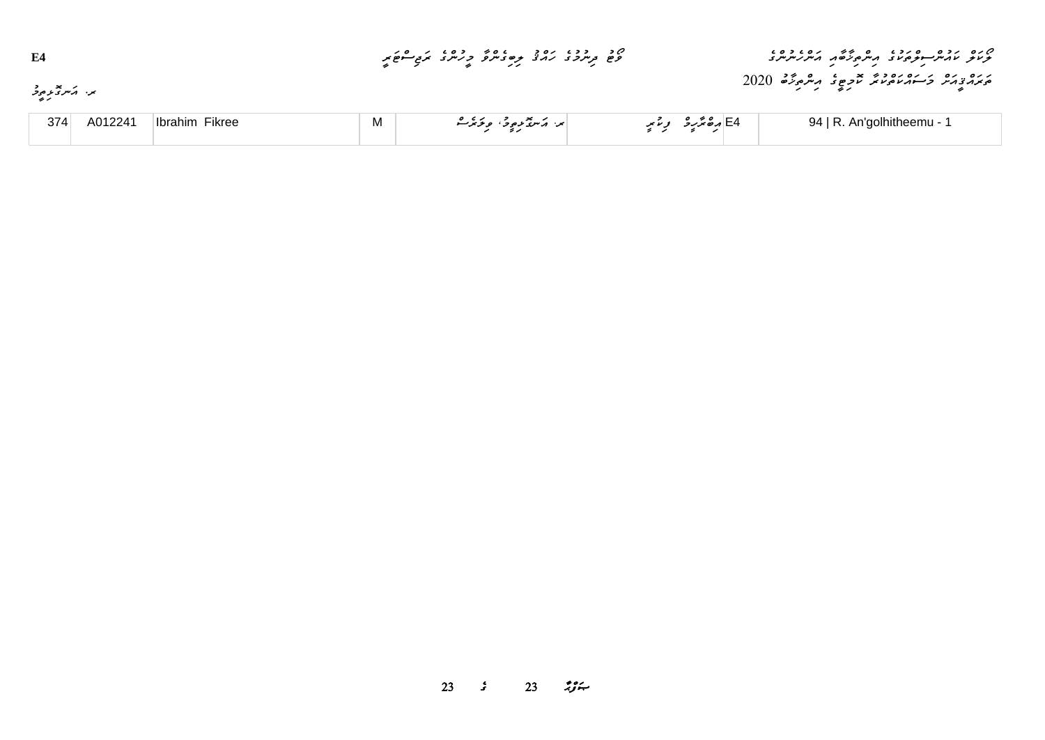E4

ލޯކަލް ކައުންސިލްތަކުގެ އިންތިޚާބު އަންހެނުންގެ ތަރައްޤީއަށް މަސައްކަތްކުރާ ކޮމިޓީގެ އިންތިޚާބު 2020

ވޯޓު ދިނުމުގެ ހައްޤު ލިބިގެންވާ މީހުންގެ ނަމުގެ ލިސްޓު

ރ. އަނގޮޅިތީމު

| | | | | | | | |
|---|---|---|---|---|---|---|---|
| 374 | A012241 | Ibrahim Fikree | M | ރ. އަނގޮޅިތީމު، ވިލަނުގެ | އިބްރާހީމް ފިކުރީ | E4 | 94 \| R. An'golhitheemu - 1 |